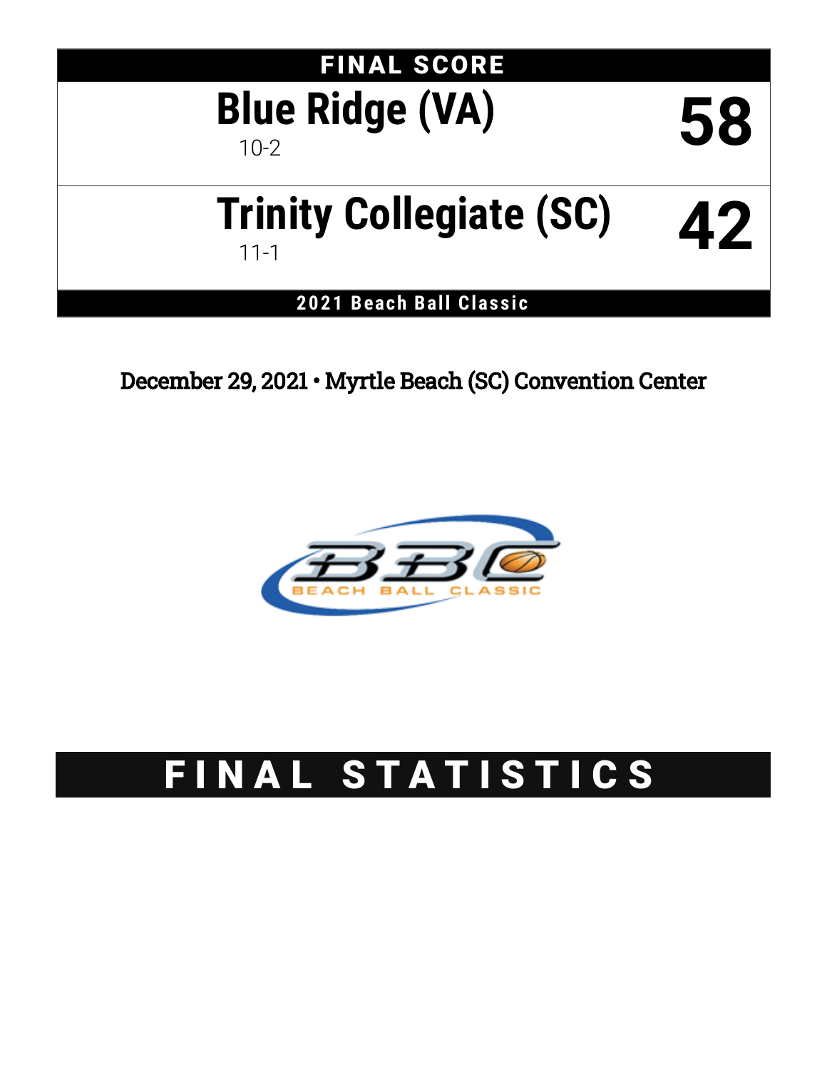# FINAL SCORE

| Team | Score |
| --- | --- |
| **Blue Ridge (VA)** 10-2 | **58** |
| **Trinity Collegiate (SC)** 11-1 | **42** |

**2021 Beach Ball Classic**

December 29, 2021 • Myrtle Beach (SC) Convention Center

# FINAL STATISTICS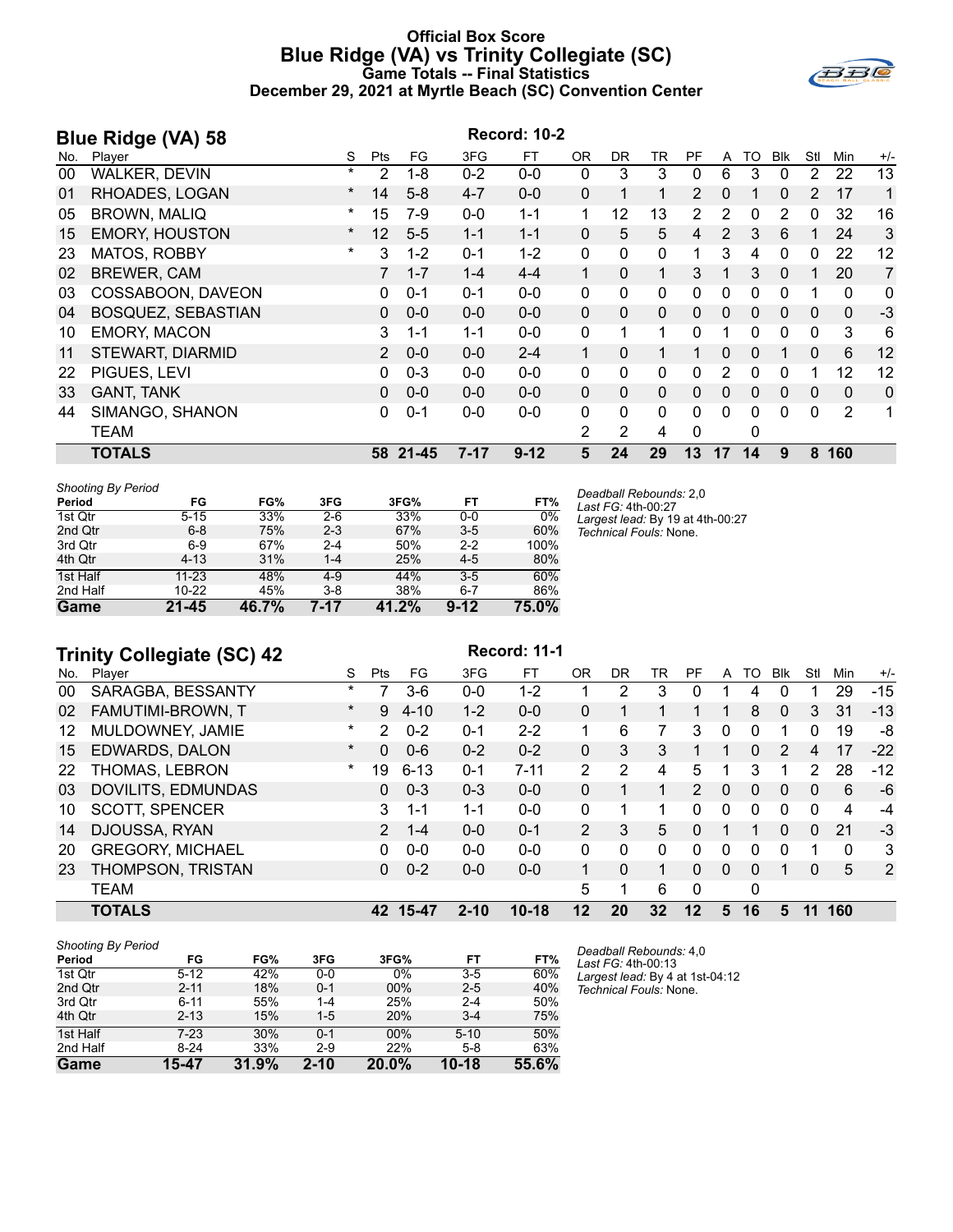# Official Box Score
## Blue Ridge (VA) vs Trinity Collegiate (SC)
### Game Totals -- Final Statistics
### December 29, 2021 at Myrtle Beach (SC) Convention Center

## Blue Ridge (VA) 58

**Record: 10-2**

| No. | Player | S | Pts | FG | 3FG | FT | OR | DR | TR | PF | A | TO | Blk | Stl | Min | +/- |
|---|---|---|---|---|---|---|---|---|---|---|---|---|---|---|---|---|
| 00 | WALKER, DEVIN | * | 2 | 1-8 | 0-2 | 0-0 | 0 | 3 | 3 | 0 | 6 | 3 | 0 | 2 | 22 | 13 |
| 01 | RHOADES, LOGAN | * | 14 | 5-8 | 4-7 | 0-0 | 0 | 1 | 1 | 2 | 0 | 1 | 0 | 2 | 17 | 1 |
| 05 | BROWN, MALIQ | * | 15 | 7-9 | 0-0 | 1-1 | 1 | 12 | 13 | 2 | 2 | 0 | 2 | 0 | 32 | 16 |
| 15 | EMORY, HOUSTON | * | 12 | 5-5 | 1-1 | 1-1 | 0 | 5 | 5 | 4 | 2 | 3 | 6 | 1 | 24 | 3 |
| 23 | MATOS, ROBBY | * | 3 | 1-2 | 0-1 | 1-2 | 0 | 0 | 0 | 1 | 3 | 4 | 0 | 0 | 22 | 12 |
| 02 | BREWER, CAM | | 7 | 1-7 | 1-4 | 4-4 | 1 | 0 | 1 | 3 | 1 | 3 | 0 | 1 | 20 | 7 |
| 03 | COSSABOON, DAVEON | | 0 | 0-1 | 0-1 | 0-0 | 0 | 0 | 0 | 0 | 0 | 0 | 0 | 1 | 0 | 0 |
| 04 | BOSQUEZ, SEBASTIAN | | 0 | 0-0 | 0-0 | 0-0 | 0 | 0 | 0 | 0 | 0 | 0 | 0 | 0 | 0 | -3 |
| 10 | EMORY, MACON | | 3 | 1-1 | 1-1 | 0-0 | 0 | 1 | 1 | 0 | 1 | 0 | 0 | 0 | 3 | 6 |
| 11 | STEWART, DIARMID | | 2 | 0-0 | 0-0 | 2-4 | 1 | 0 | 1 | 1 | 0 | 0 | 1 | 0 | 6 | 12 |
| 22 | PIGUES, LEVI | | 0 | 0-3 | 0-0 | 0-0 | 0 | 0 | 0 | 0 | 2 | 0 | 0 | 1 | 12 | 12 |
| 33 | GANT, TANK | | 0 | 0-0 | 0-0 | 0-0 | 0 | 0 | 0 | 0 | 0 | 0 | 0 | 0 | 0 | 0 |
| 44 | SIMANGO, SHANON | | 0 | 0-1 | 0-0 | 0-0 | 0 | 0 | 0 | 0 | 0 | 0 | 0 | 0 | 2 | 1 |
| | TEAM | | | | | | 2 | 2 | 4 | 0 | | 0 | | | | |
| | **TOTALS** | | **58** | **21-45** | **7-17** | **9-12** | **5** | **24** | **29** | **13** | **17** | **14** | **9** | **8** | **160** | |

*Shooting By Period*

| Period | FG | FG% | 3FG | 3FG% | FT | FT% |
|---|---|---|---|---|---|---|
| 1st Qtr | 5-15 | 33% | 2-6 | 33% | 0-0 | 0% |
| 2nd Qtr | 6-8 | 75% | 2-3 | 67% | 3-5 | 60% |
| 3rd Qtr | 6-9 | 67% | 2-4 | 50% | 2-2 | 100% |
| 4th Qtr | 4-13 | 31% | 1-4 | 25% | 4-5 | 80% |
| 1st Half | 11-23 | 48% | 4-9 | 44% | 3-5 | 60% |
| 2nd Half | 10-22 | 45% | 3-8 | 38% | 6-7 | 86% |
| **Game** | **21-45** | **46.7%** | **7-17** | **41.2%** | **9-12** | **75.0%** |

*Deadball Rebounds:* 2,0
*Last FG:* 4th-00:27
*Largest lead:* By 19 at 4th-00:27
*Technical Fouls:* None.

## Trinity Collegiate (SC) 42

**Record: 11-1**

| No. | Player | S | Pts | FG | 3FG | FT | OR | DR | TR | PF | A | TO | Blk | Stl | Min | +/- |
|---|---|---|---|---|---|---|---|---|---|---|---|---|---|---|---|---|
| 00 | SARAGBA, BESSANTY | * | 7 | 3-6 | 0-0 | 1-2 | 1 | 2 | 3 | 0 | 1 | 4 | 0 | 1 | 29 | -15 |
| 02 | FAMUTIMI-BROWN, T | * | 9 | 4-10 | 1-2 | 0-0 | 0 | 1 | 1 | 1 | 1 | 8 | 0 | 3 | 31 | -13 |
| 12 | MULDOWNEY, JAMIE | * | 2 | 0-2 | 0-1 | 2-2 | 1 | 6 | 7 | 3 | 0 | 0 | 1 | 0 | 19 | -8 |
| 15 | EDWARDS, DALON | * | 0 | 0-6 | 0-2 | 0-2 | 0 | 3 | 3 | 1 | 1 | 0 | 2 | 4 | 17 | -22 |
| 22 | THOMAS, LEBRON | * | 19 | 6-13 | 0-1 | 7-11 | 2 | 2 | 4 | 5 | 1 | 3 | 1 | 2 | 28 | -12 |
| 03 | DOVILITS, EDMUNDAS | | 0 | 0-3 | 0-3 | 0-0 | 0 | 1 | 1 | 2 | 0 | 0 | 0 | 0 | 6 | -6 |
| 10 | SCOTT, SPENCER | | 3 | 1-1 | 1-1 | 0-0 | 0 | 1 | 1 | 0 | 0 | 0 | 0 | 0 | 4 | -4 |
| 14 | DJOUSSA, RYAN | | 2 | 1-4 | 0-0 | 0-1 | 2 | 3 | 5 | 0 | 1 | 1 | 0 | 0 | 21 | -3 |
| 20 | GREGORY, MICHAEL | | 0 | 0-0 | 0-0 | 0-0 | 0 | 0 | 0 | 0 | 0 | 0 | 0 | 1 | 0 | 3 |
| 23 | THOMPSON, TRISTAN | | 0 | 0-2 | 0-0 | 0-0 | 1 | 0 | 1 | 0 | 0 | 0 | 1 | 0 | 5 | 2 |
| | TEAM | | | | | | 5 | 1 | 6 | 0 | | 0 | | | | |
| | **TOTALS** | | **42** | **15-47** | **2-10** | **10-18** | **12** | **20** | **32** | **12** | **5** | **16** | **5** | **11** | **160** | |

*Shooting By Period*

| Period | FG | FG% | 3FG | 3FG% | FT | FT% |
|---|---|---|---|---|---|---|
| 1st Qtr | 5-12 | 42% | 0-0 | 0% | 3-5 | 60% |
| 2nd Qtr | 2-11 | 18% | 0-1 | 00% | 2-5 | 40% |
| 3rd Qtr | 6-11 | 55% | 1-4 | 25% | 2-4 | 50% |
| 4th Qtr | 2-13 | 15% | 1-5 | 20% | 3-4 | 75% |
| 1st Half | 7-23 | 30% | 0-1 | 00% | 5-10 | 50% |
| 2nd Half | 8-24 | 33% | 2-9 | 22% | 5-8 | 63% |
| **Game** | **15-47** | **31.9%** | **2-10** | **20.0%** | **10-18** | **55.6%** |

*Deadball Rebounds:* 4,0
*Last FG:* 4th-00:13
*Largest lead:* By 4 at 1st-04:12
*Technical Fouls:* None.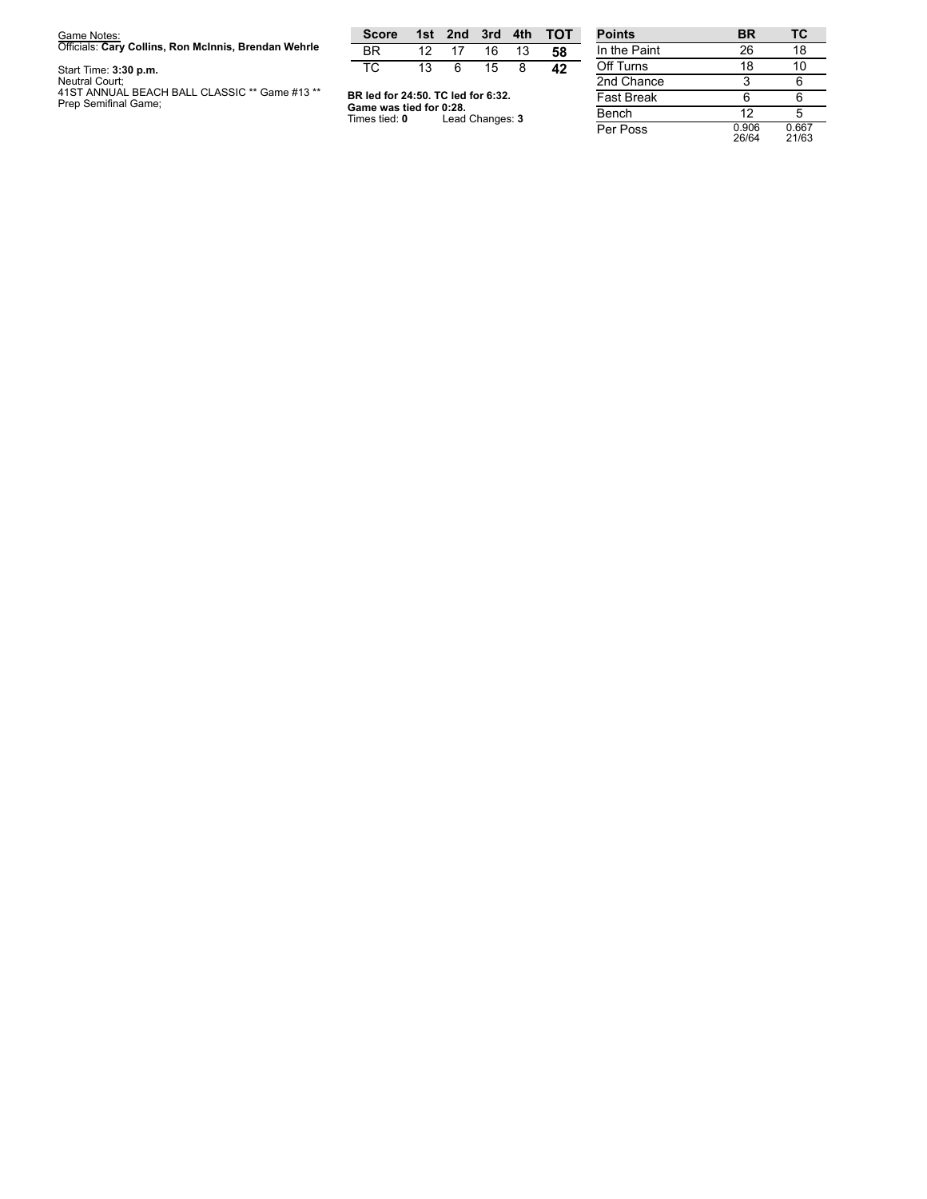Game Notes:
Officials: **Cary Collins, Ron McInnis, Brendan Wehrle**

Start Time: **3:30 p.m.**
Neutral Court;
41ST ANNUAL BEACH BALL CLASSIC ** Game #13 **
Prep Semifinal Game;

| Score | 1st | 2nd | 3rd | 4th | TOT |
|---|---|---|---|---|---|
| BR | 12 | 17 | 16 | 13 | **58** |
| TC | 13 | 6 | 15 | 8 | **42** |

**BR led for 24:50. TC led for 6:32.**
**Game was tied for 0:28.**
Times tied: **0** Lead Changes: **3**

| Points | BR | TC |
|---|---|---|
| In the Paint | 26 | 18 |
| Off Turns | 18 | 10 |
| 2nd Chance | 3 | 6 |
| Fast Break | 6 | 6 |
| Bench | 12 | 5 |
| Per Poss | 0.906 26/64 | 0.667 21/63 |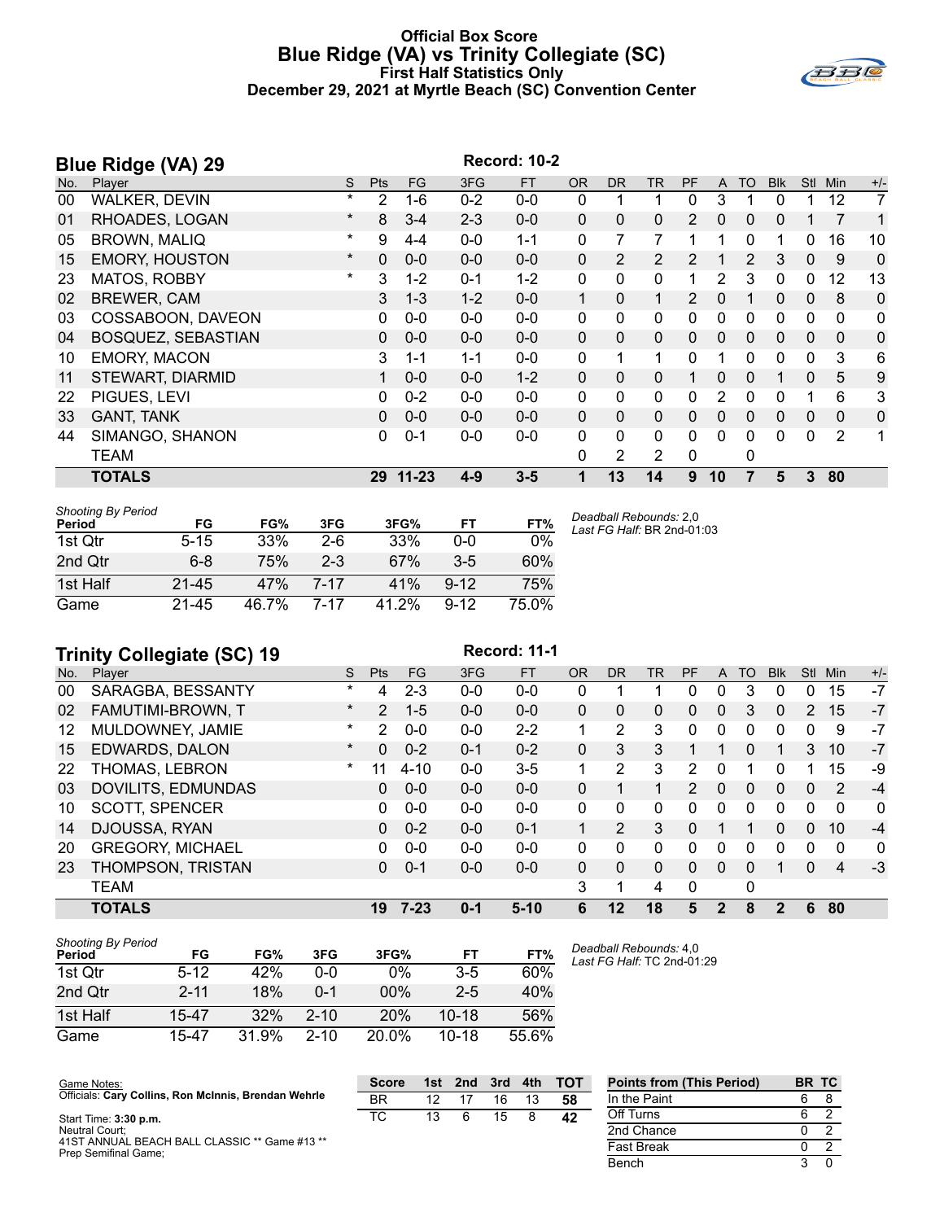# Official Box Score
## Blue Ridge (VA) vs Trinity Collegiate (SC)
### First Half Statistics Only
### December 29, 2021 at Myrtle Beach (SC) Convention Center

## Blue Ridge (VA) 29

Record: 10-2

| No. | Player | S | Pts | FG | 3FG | FT | OR | DR | TR | PF | A | TO | Blk | Stl | Min | +/- |
|---|---|---|---|---|---|---|---|---|---|---|---|---|---|---|---|---|
| 00 | WALKER, DEVIN | * | 2 | 1-6 | 0-2 | 0-0 | 0 | 1 | 1 | 0 | 3 | 1 | 0 | 1 | 12 | 7 |
| 01 | RHOADES, LOGAN | * | 8 | 3-4 | 2-3 | 0-0 | 0 | 0 | 0 | 2 | 0 | 0 | 0 | 1 | 7 | 1 |
| 05 | BROWN, MALIQ | * | 9 | 4-4 | 0-0 | 1-1 | 0 | 7 | 7 | 1 | 1 | 0 | 1 | 0 | 16 | 10 |
| 15 | EMORY, HOUSTON | * | 0 | 0-0 | 0-0 | 0-0 | 0 | 2 | 2 | 2 | 1 | 2 | 3 | 0 | 9 | 0 |
| 23 | MATOS, ROBBY | * | 3 | 1-2 | 0-1 | 1-2 | 0 | 0 | 0 | 1 | 2 | 3 | 0 | 0 | 12 | 13 |
| 02 | BREWER, CAM | | 3 | 1-3 | 1-2 | 0-0 | 1 | 0 | 1 | 2 | 0 | 1 | 0 | 0 | 8 | 0 |
| 03 | COSSABOON, DAVEON | | 0 | 0-0 | 0-0 | 0-0 | 0 | 0 | 0 | 0 | 0 | 0 | 0 | 0 | 0 | 0 |
| 04 | BOSQUEZ, SEBASTIAN | | 0 | 0-0 | 0-0 | 0-0 | 0 | 0 | 0 | 0 | 0 | 0 | 0 | 0 | 0 | 0 |
| 10 | EMORY, MACON | | 3 | 1-1 | 1-1 | 0-0 | 0 | 1 | 1 | 0 | 1 | 0 | 0 | 0 | 3 | 6 |
| 11 | STEWART, DIARMID | | 1 | 0-0 | 0-0 | 1-2 | 0 | 0 | 0 | 1 | 0 | 0 | 1 | 0 | 5 | 9 |
| 22 | PIGUES, LEVI | | 0 | 0-2 | 0-0 | 0-0 | 0 | 0 | 0 | 0 | 2 | 0 | 0 | 1 | 6 | 3 |
| 33 | GANT, TANK | | 0 | 0-0 | 0-0 | 0-0 | 0 | 0 | 0 | 0 | 0 | 0 | 0 | 0 | 0 | 0 |
| 44 | SIMANGO, SHANON | | 0 | 0-1 | 0-0 | 0-0 | 0 | 0 | 0 | 0 | 0 | 0 | 0 | 0 | 2 | 1 |
| | TEAM | | | | | | 0 | 2 | 2 | 0 | | 0 | | | | |
| | **TOTALS** | | **29** | **11-23** | **4-9** | **3-5** | **1** | **13** | **14** | **9** | **10** | **7** | **5** | **3** | **80** | |

*Shooting By Period*

| Period | FG | FG% | 3FG | 3FG% | FT | FT% |
|---|---|---|---|---|---|---|
| 1st Qtr | 5-15 | 33% | 2-6 | 33% | 0-0 | 0% |
| 2nd Qtr | 6-8 | 75% | 2-3 | 67% | 3-5 | 60% |
| 1st Half | 21-45 | 47% | 7-17 | 41% | 9-12 | 75% |
| Game | 21-45 | 46.7% | 7-17 | 41.2% | 9-12 | 75.0% |

*Deadball Rebounds:* 2,0
*Last FG Half:* BR 2nd-01:03

## Trinity Collegiate (SC) 19

Record: 11-1

| No. | Player | S | Pts | FG | 3FG | FT | OR | DR | TR | PF | A | TO | Blk | Stl | Min | +/- |
|---|---|---|---|---|---|---|---|---|---|---|---|---|---|---|---|---|
| 00 | SARAGBA, BESSANTY | * | 4 | 2-3 | 0-0 | 0-0 | 0 | 1 | 1 | 0 | 0 | 3 | 0 | 0 | 15 | -7 |
| 02 | FAMUTIMI-BROWN, T | * | 2 | 1-5 | 0-0 | 0-0 | 0 | 0 | 0 | 0 | 0 | 3 | 0 | 2 | 15 | -7 |
| 12 | MULDOWNEY, JAMIE | * | 2 | 0-0 | 0-0 | 2-2 | 1 | 2 | 3 | 0 | 0 | 0 | 0 | 0 | 9 | -7 |
| 15 | EDWARDS, DALON | * | 0 | 0-2 | 0-1 | 0-2 | 0 | 3 | 3 | 1 | 1 | 0 | 1 | 3 | 10 | -7 |
| 22 | THOMAS, LEBRON | * | 11 | 4-10 | 0-0 | 3-5 | 1 | 2 | 3 | 2 | 0 | 1 | 0 | 1 | 15 | -9 |
| 03 | DOVILITS, EDMUNDAS | | 0 | 0-0 | 0-0 | 0-0 | 0 | 1 | 1 | 2 | 0 | 0 | 0 | 0 | 2 | -4 |
| 10 | SCOTT, SPENCER | | 0 | 0-0 | 0-0 | 0-0 | 0 | 0 | 0 | 0 | 0 | 0 | 0 | 0 | 0 | 0 |
| 14 | DJOUSSA, RYAN | | 0 | 0-2 | 0-0 | 0-1 | 1 | 2 | 3 | 0 | 1 | 1 | 0 | 0 | 10 | -4 |
| 20 | GREGORY, MICHAEL | | 0 | 0-0 | 0-0 | 0-0 | 0 | 0 | 0 | 0 | 0 | 0 | 0 | 0 | 0 | 0 |
| 23 | THOMPSON, TRISTAN | | 0 | 0-1 | 0-0 | 0-0 | 0 | 0 | 0 | 0 | 0 | 0 | 1 | 0 | 4 | -3 |
| | TEAM | | | | | | 3 | 1 | 4 | 0 | | 0 | | | | |
| | **TOTALS** | | **19** | **7-23** | **0-1** | **5-10** | **6** | **12** | **18** | **5** | **2** | **8** | **2** | **6** | **80** | |

*Shooting By Period*

| Period | FG | FG% | 3FG | 3FG% | FT | FT% |
|---|---|---|---|---|---|---|
| 1st Qtr | 5-12 | 42% | 0-0 | 0% | 3-5 | 60% |
| 2nd Qtr | 2-11 | 18% | 0-1 | 00% | 2-5 | 40% |
| 1st Half | 15-47 | 32% | 2-10 | 20% | 10-18 | 56% |
| Game | 15-47 | 31.9% | 2-10 | 20.0% | 10-18 | 55.6% |

*Deadball Rebounds:* 4,0
*Last FG Half:* TC 2nd-01:29

Game Notes:
Officials: **Cary Collins, Ron McInnis, Brendan Wehrle**

Start Time: **3:30 p.m.**
Neutral Court;
41ST ANNUAL BEACH BALL CLASSIC ** Game #13 **
Prep Semifinal Game;

| Score | 1st | 2nd | 3rd | 4th | TOT |
|---|---|---|---|---|---|
| BR | 12 | 17 | 16 | 13 | **58** |
| TC | 13 | 6 | 15 | 8 | **42** |

| Points from (This Period) | BR | TC |
|---|---|---|
| In the Paint | 6 | 8 |
| Off Turns | 6 | 2 |
| 2nd Chance | 0 | 2 |
| Fast Break | 0 | 2 |
| Bench | 3 | 0 |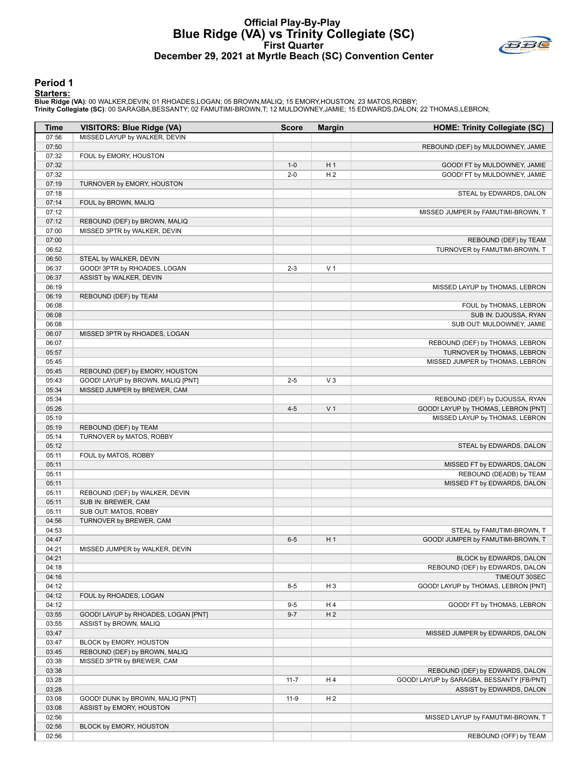# Official Play-By-Play
## Blue Ridge (VA) vs Trinity Collegiate (SC)
### First Quarter
### December 29, 2021 at Myrtle Beach (SC) Convention Center

## Period 1

**Starters:**

**Blue Ridge (VA)**: 00 WALKER,DEVIN; 01 RHOADES,LOGAN; 05 BROWN,MALIQ; 15 EMORY,HOUSTON; 23 MATOS,ROBBY;
**Trinity Collegiate (SC)**: 00 SARAGBA,BESSANTY; 02 FAMUTIMI-BROWN,T; 12 MULDOWNEY,JAMIE; 15 EDWARDS,DALON; 22 THOMAS,LEBRON;

| Time | VISITORS: Blue Ridge (VA) | Score | Margin | HOME: Trinity Collegiate (SC) |
|---|---|---|---|---|
| 07:56 | MISSED LAYUP by WALKER, DEVIN | | | |
| 07:50 | | | | REBOUND (DEF) by MULDOWNEY, JAMIE |
| 07:32 | FOUL by EMORY, HOUSTON | | | |
| 07:32 | | 1-0 | H 1 | GOOD! FT by MULDOWNEY, JAMIE |
| 07:32 | | 2-0 | H 2 | GOOD! FT by MULDOWNEY, JAMIE |
| 07:19 | TURNOVER by EMORY, HOUSTON | | | |
| 07:18 | | | | STEAL by EDWARDS, DALON |
| 07:14 | FOUL by BROWN, MALIQ | | | |
| 07:12 | | | | MISSED JUMPER by FAMUTIMI-BROWN, T |
| 07:12 | REBOUND (DEF) by BROWN, MALIQ | | | |
| 07:00 | MISSED 3PTR by WALKER, DEVIN | | | |
| 07:00 | | | | REBOUND (DEF) by TEAM |
| 06:52 | | | | TURNOVER by FAMUTIMI-BROWN, T |
| 06:50 | STEAL by WALKER, DEVIN | | | |
| 06:37 | GOOD! 3PTR by RHOADES, LOGAN | 2-3 | V 1 | |
| 06:37 | ASSIST by WALKER, DEVIN | | | |
| 06:19 | | | | MISSED LAYUP by THOMAS, LEBRON |
| 06:19 | REBOUND (DEF) by TEAM | | | |
| 06:08 | | | | FOUL by THOMAS, LEBRON |
| 06:08 | | | | SUB IN: DJOUSSA, RYAN |
| 06:08 | | | | SUB OUT: MULDOWNEY, JAMIE |
| 06:07 | MISSED 3PTR by RHOADES, LOGAN | | | |
| 06:07 | | | | REBOUND (DEF) by THOMAS, LEBRON |
| 05:57 | | | | TURNOVER by THOMAS, LEBRON |
| 05:45 | | | | MISSED JUMPER by THOMAS, LEBRON |
| 05:45 | REBOUND (DEF) by EMORY, HOUSTON | | | |
| 05:43 | GOOD! LAYUP by BROWN, MALIQ [PNT] | 2-5 | V 3 | |
| 05:34 | MISSED JUMPER by BREWER, CAM | | | |
| 05:34 | | | | REBOUND (DEF) by DJOUSSA, RYAN |
| 05:26 | | 4-5 | V 1 | GOOD! LAYUP by THOMAS, LEBRON [PNT] |
| 05:19 | | | | MISSED LAYUP by THOMAS, LEBRON |
| 05:19 | REBOUND (DEF) by TEAM | | | |
| 05:14 | TURNOVER by MATOS, ROBBY | | | |
| 05:12 | | | | STEAL by EDWARDS, DALON |
| 05:11 | FOUL by MATOS, ROBBY | | | |
| 05:11 | | | | MISSED FT by EDWARDS, DALON |
| 05:11 | | | | REBOUND (DEADB) by TEAM |
| 05:11 | | | | MISSED FT by EDWARDS, DALON |
| 05:11 | REBOUND (DEF) by WALKER, DEVIN | | | |
| 05:11 | SUB IN: BREWER, CAM | | | |
| 05:11 | SUB OUT: MATOS, ROBBY | | | |
| 04:56 | TURNOVER by BREWER, CAM | | | |
| 04:53 | | | | STEAL by FAMUTIMI-BROWN, T |
| 04:47 | | 6-5 | H 1 | GOOD! JUMPER by FAMUTIMI-BROWN, T |
| 04:21 | MISSED JUMPER by WALKER, DEVIN | | | |
| 04:21 | | | | BLOCK by EDWARDS, DALON |
| 04:18 | | | | REBOUND (DEF) by EDWARDS, DALON |
| 04:16 | | | | TIMEOUT 30SEC |
| 04:12 | | 8-5 | H 3 | GOOD! LAYUP by THOMAS, LEBRON [PNT] |
| 04:12 | FOUL by RHOADES, LOGAN | | | |
| 04:12 | | 9-5 | H 4 | GOOD! FT by THOMAS, LEBRON |
| 03:55 | GOOD! LAYUP by RHOADES, LOGAN [PNT] | 9-7 | H 2 | |
| 03:55 | ASSIST by BROWN, MALIQ | | | |
| 03:47 | | | | MISSED JUMPER by EDWARDS, DALON |
| 03:47 | BLOCK by EMORY, HOUSTON | | | |
| 03:45 | REBOUND (DEF) by BROWN, MALIQ | | | |
| 03:38 | MISSED 3PTR by BREWER, CAM | | | |
| 03:38 | | | | REBOUND (DEF) by EDWARDS, DALON |
| 03:28 | | 11-7 | H 4 | GOOD! LAYUP by SARAGBA, BESSANTY [FB/PNT] |
| 03:28 | | | | ASSIST by EDWARDS, DALON |
| 03:08 | GOOD! DUNK by BROWN, MALIQ [PNT] | 11-9 | H 2 | |
| 03:08 | ASSIST by EMORY, HOUSTON | | | |
| 02:56 | | | | MISSED LAYUP by FAMUTIMI-BROWN, T |
| 02:56 | BLOCK by EMORY, HOUSTON | | | |
| 02:56 | | | | REBOUND (OFF) by TEAM |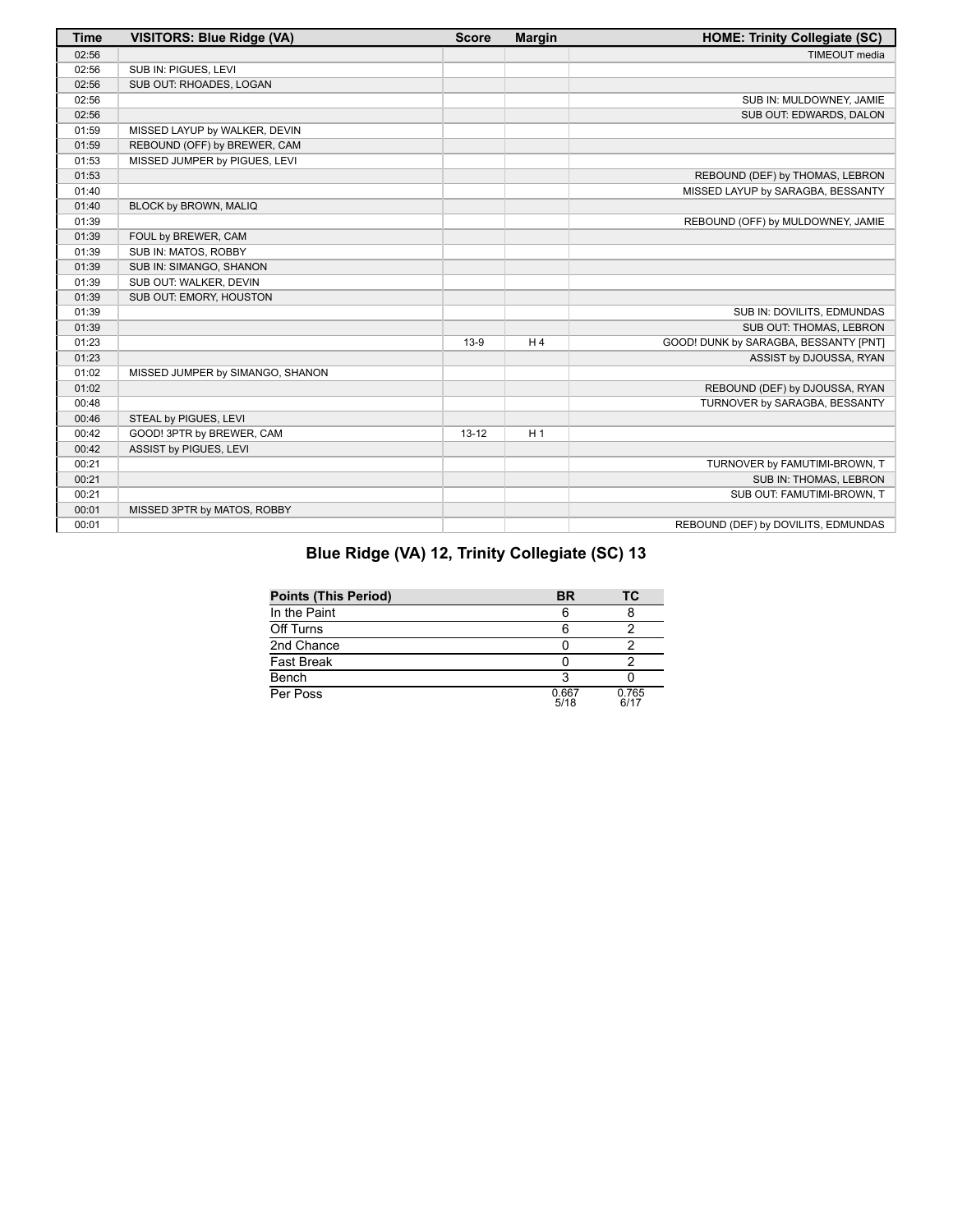| Time | VISITORS: Blue Ridge (VA) | Score | Margin | HOME: Trinity Collegiate (SC) |
|---|---|---|---|---|
| 02:56 | | | | TIMEOUT media |
| 02:56 | SUB IN: PIGUES, LEVI | | | |
| 02:56 | SUB OUT: RHOADES, LOGAN | | | |
| 02:56 | | | | SUB IN: MULDOWNEY, JAMIE |
| 02:56 | | | | SUB OUT: EDWARDS, DALON |
| 01:59 | MISSED LAYUP by WALKER, DEVIN | | | |
| 01:59 | REBOUND (OFF) by BREWER, CAM | | | |
| 01:53 | MISSED JUMPER by PIGUES, LEVI | | | |
| 01:53 | | | | REBOUND (DEF) by THOMAS, LEBRON |
| 01:40 | | | | MISSED LAYUP by SARAGBA, BESSANTY |
| 01:40 | BLOCK by BROWN, MALIQ | | | |
| 01:39 | | | | REBOUND (OFF) by MULDOWNEY, JAMIE |
| 01:39 | FOUL by BREWER, CAM | | | |
| 01:39 | SUB IN: MATOS, ROBBY | | | |
| 01:39 | SUB IN: SIMANGO, SHANON | | | |
| 01:39 | SUB OUT: WALKER, DEVIN | | | |
| 01:39 | SUB OUT: EMORY, HOUSTON | | | |
| 01:39 | | | | SUB IN: DOVILITS, EDMUNDAS |
| 01:39 | | | | SUB OUT: THOMAS, LEBRON |
| 01:23 | | 13-9 | H 4 | GOOD! DUNK by SARAGBA, BESSANTY [PNT] |
| 01:23 | | | | ASSIST by DJOUSSA, RYAN |
| 01:02 | MISSED JUMPER by SIMANGO, SHANON | | | |
| 01:02 | | | | REBOUND (DEF) by DJOUSSA, RYAN |
| 00:48 | | | | TURNOVER by SARAGBA, BESSANTY |
| 00:46 | STEAL by PIGUES, LEVI | | | |
| 00:42 | GOOD! 3PTR by BREWER, CAM | 13-12 | H 1 | |
| 00:42 | ASSIST by PIGUES, LEVI | | | |
| 00:21 | | | | TURNOVER by FAMUTIMI-BROWN, T |
| 00:21 | | | | SUB IN: THOMAS, LEBRON |
| 00:21 | | | | SUB OUT: FAMUTIMI-BROWN, T |
| 00:01 | MISSED 3PTR by MATOS, ROBBY | | | |
| 00:01 | | | | REBOUND (DEF) by DOVILITS, EDMUNDAS |

## Blue Ridge (VA) 12, Trinity Collegiate (SC) 13

| Points (This Period) | BR | TC |
|---|---|---|
| In the Paint | 6 | 8 |
| Off Turns | 6 | 2 |
| 2nd Chance | 0 | 2 |
| Fast Break | 0 | 2 |
| Bench | 3 | 0 |
| Per Poss | 0.667 5/18 | 0.765 6/17 |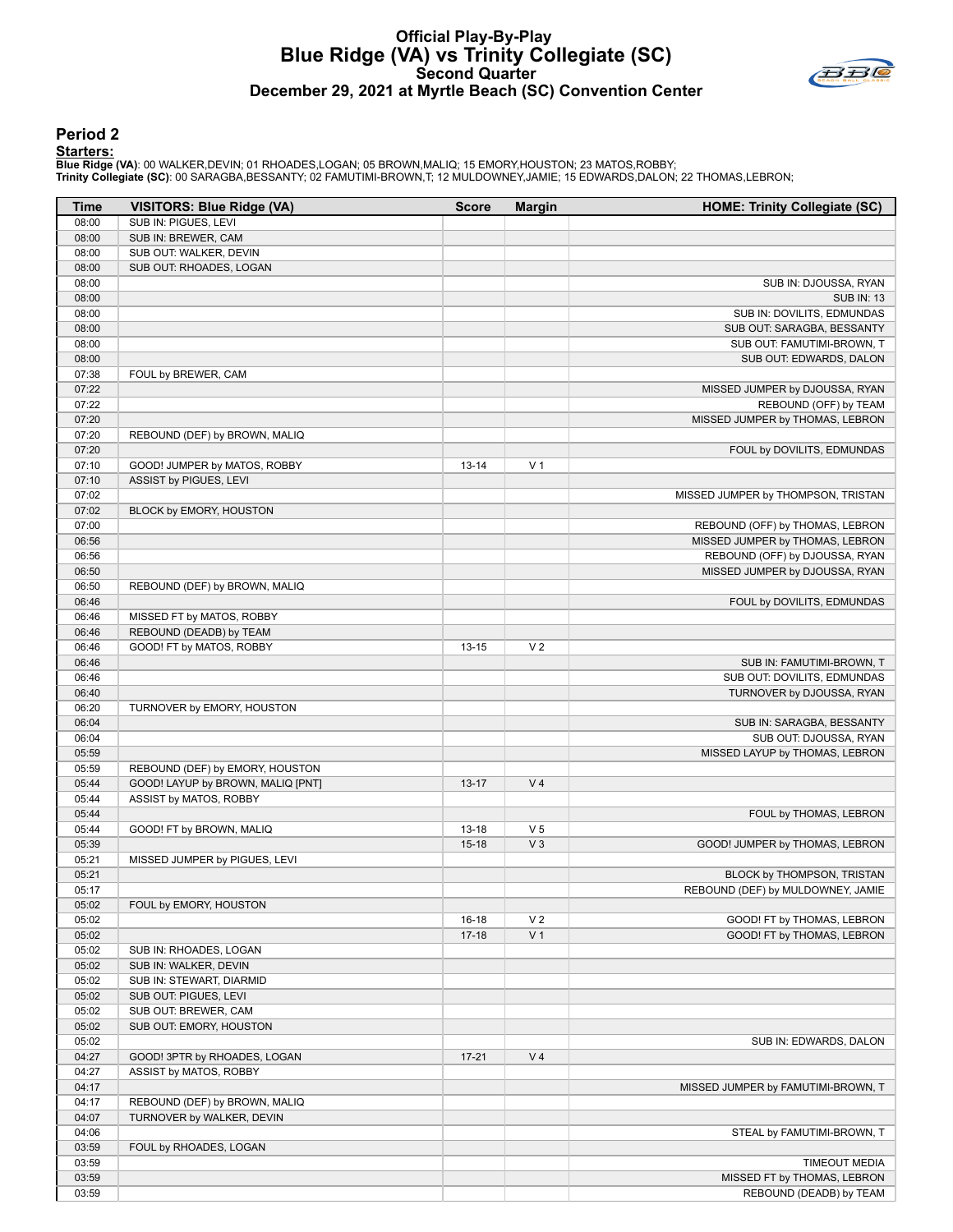# Official Play-By-Play
# Blue Ridge (VA) vs Trinity Collegiate (SC)
## Second Quarter
## December 29, 2021 at Myrtle Beach (SC) Convention Center

### Period 2

**Starters:**

**Blue Ridge (VA)**: 00 WALKER,DEVIN; 01 RHOADES,LOGAN; 05 BROWN,MALIQ; 15 EMORY,HOUSTON; 23 MATOS,ROBBY;
**Trinity Collegiate (SC)**: 00 SARAGBA,BESSANTY; 02 FAMUTIMI-BROWN,T; 12 MULDOWNEY,JAMIE; 15 EDWARDS,DALON; 22 THOMAS,LEBRON;

| Time | VISITORS: Blue Ridge (VA) | Score | Margin | HOME: Trinity Collegiate (SC) |
|---|---|---|---|---|
| 08:00 | SUB IN: PIGUES, LEVI | | | |
| 08:00 | SUB IN: BREWER, CAM | | | |
| 08:00 | SUB OUT: WALKER, DEVIN | | | |
| 08:00 | SUB OUT: RHOADES, LOGAN | | | |
| 08:00 | | | | SUB IN: DJOUSSA, RYAN |
| 08:00 | | | | SUB IN: 13 |
| 08:00 | | | | SUB IN: DOVILITS, EDMUNDAS |
| 08:00 | | | | SUB OUT: SARAGBA, BESSANTY |
| 08:00 | | | | SUB OUT: FAMUTIMI-BROWN, T |
| 08:00 | | | | SUB OUT: EDWARDS, DALON |
| 07:38 | FOUL by BREWER, CAM | | | |
| 07:22 | | | | MISSED JUMPER by DJOUSSA, RYAN |
| 07:22 | | | | REBOUND (OFF) by TEAM |
| 07:20 | | | | MISSED JUMPER by THOMAS, LEBRON |
| 07:20 | REBOUND (DEF) by BROWN, MALIQ | | | |
| 07:20 | | | | FOUL by DOVILITS, EDMUNDAS |
| 07:10 | GOOD! JUMPER by MATOS, ROBBY | 13-14 | V 1 | |
| 07:10 | ASSIST by PIGUES, LEVI | | | |
| 07:02 | | | | MISSED JUMPER by THOMPSON, TRISTAN |
| 07:02 | BLOCK by EMORY, HOUSTON | | | |
| 07:00 | | | | REBOUND (OFF) by THOMAS, LEBRON |
| 06:56 | | | | MISSED JUMPER by THOMAS, LEBRON |
| 06:56 | | | | REBOUND (OFF) by DJOUSSA, RYAN |
| 06:50 | | | | MISSED JUMPER by DJOUSSA, RYAN |
| 06:50 | REBOUND (DEF) by BROWN, MALIQ | | | |
| 06:46 | | | | FOUL by DOVILITS, EDMUNDAS |
| 06:46 | MISSED FT by MATOS, ROBBY | | | |
| 06:46 | REBOUND (DEADB) by TEAM | | | |
| 06:46 | GOOD! FT by MATOS, ROBBY | 13-15 | V 2 | |
| 06:46 | | | | SUB IN: FAMUTIMI-BROWN, T |
| 06:46 | | | | SUB OUT: DOVILITS, EDMUNDAS |
| 06:40 | | | | TURNOVER by DJOUSSA, RYAN |
| 06:20 | TURNOVER by EMORY, HOUSTON | | | |
| 06:04 | | | | SUB IN: SARAGBA, BESSANTY |
| 06:04 | | | | SUB OUT: DJOUSSA, RYAN |
| 05:59 | | | | MISSED LAYUP by THOMAS, LEBRON |
| 05:59 | REBOUND (DEF) by EMORY, HOUSTON | | | |
| 05:44 | GOOD! LAYUP by BROWN, MALIQ [PNT] | 13-17 | V 4 | |
| 05:44 | ASSIST by MATOS, ROBBY | | | |
| 05:44 | | | | FOUL by THOMAS, LEBRON |
| 05:44 | GOOD! FT by BROWN, MALIQ | 13-18 | V 5 | |
| 05:39 | | 15-18 | V 3 | GOOD! JUMPER by THOMAS, LEBRON |
| 05:21 | MISSED JUMPER by PIGUES, LEVI | | | |
| 05:21 | | | | BLOCK by THOMPSON, TRISTAN |
| 05:17 | | | | REBOUND (DEF) by MULDOWNEY, JAMIE |
| 05:02 | FOUL by EMORY, HOUSTON | | | |
| 05:02 | | 16-18 | V 2 | GOOD! FT by THOMAS, LEBRON |
| 05:02 | | 17-18 | V 1 | GOOD! FT by THOMAS, LEBRON |
| 05:02 | SUB IN: RHOADES, LOGAN | | | |
| 05:02 | SUB IN: WALKER, DEVIN | | | |
| 05:02 | SUB IN: STEWART, DIARMID | | | |
| 05:02 | SUB OUT: PIGUES, LEVI | | | |
| 05:02 | SUB OUT: BREWER, CAM | | | |
| 05:02 | SUB OUT: EMORY, HOUSTON | | | |
| 05:02 | | | | SUB IN: EDWARDS, DALON |
| 04:27 | GOOD! 3PTR by RHOADES, LOGAN | 17-21 | V 4 | |
| 04:27 | ASSIST by MATOS, ROBBY | | | |
| 04:17 | | | | MISSED JUMPER by FAMUTIMI-BROWN, T |
| 04:17 | REBOUND (DEF) by BROWN, MALIQ | | | |
| 04:07 | TURNOVER by WALKER, DEVIN | | | |
| 04:06 | | | | STEAL by FAMUTIMI-BROWN, T |
| 03:59 | FOUL by RHOADES, LOGAN | | | |
| 03:59 | | | | TIMEOUT MEDIA |
| 03:59 | | | | MISSED FT by THOMAS, LEBRON |
| 03:59 | | | | REBOUND (DEADB) by TEAM |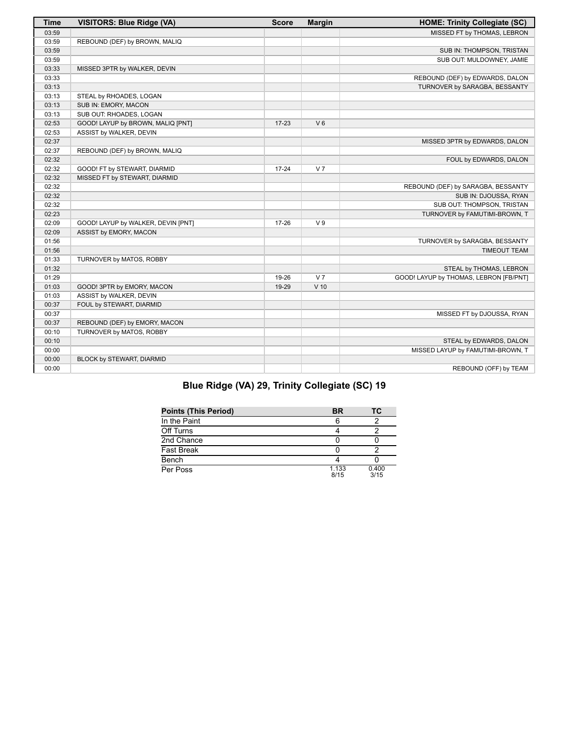| Time | VISITORS: Blue Ridge (VA) | Score | Margin | HOME: Trinity Collegiate (SC) |
|---|---|---|---|---|
| 03:59 | | | | MISSED FT by THOMAS, LEBRON |
| 03:59 | REBOUND (DEF) by BROWN, MALIQ | | | |
| 03:59 | | | | SUB IN: THOMPSON, TRISTAN |
| 03:59 | | | | SUB OUT: MULDOWNEY, JAMIE |
| 03:33 | MISSED 3PTR by WALKER, DEVIN | | | |
| 03:33 | | | | REBOUND (DEF) by EDWARDS, DALON |
| 03:13 | | | | TURNOVER by SARAGBA, BESSANTY |
| 03:13 | STEAL by RHOADES, LOGAN | | | |
| 03:13 | SUB IN: EMORY, MACON | | | |
| 03:13 | SUB OUT: RHOADES, LOGAN | | | |
| 02:53 | GOOD! LAYUP by BROWN, MALIQ [PNT] | 17-23 | V 6 | |
| 02:53 | ASSIST by WALKER, DEVIN | | | |
| 02:37 | | | | MISSED 3PTR by EDWARDS, DALON |
| 02:37 | REBOUND (DEF) by BROWN, MALIQ | | | |
| 02:32 | | | | FOUL by EDWARDS, DALON |
| 02:32 | GOOD! FT by STEWART, DIARMID | 17-24 | V 7 | |
| 02:32 | MISSED FT by STEWART, DIARMID | | | |
| 02:32 | | | | REBOUND (DEF) by SARAGBA, BESSANTY |
| 02:32 | | | | SUB IN: DJOUSSA, RYAN |
| 02:32 | | | | SUB OUT: THOMPSON, TRISTAN |
| 02:23 | | | | TURNOVER by FAMUTIMI-BROWN, T |
| 02:09 | GOOD! LAYUP by WALKER, DEVIN [PNT] | 17-26 | V 9 | |
| 02:09 | ASSIST by EMORY, MACON | | | |
| 01:56 | | | | TURNOVER by SARAGBA, BESSANTY |
| 01:56 | | | | TIMEOUT TEAM |
| 01:33 | TURNOVER by MATOS, ROBBY | | | |
| 01:32 | | | | STEAL by THOMAS, LEBRON |
| 01:29 | | 19-26 | V 7 | GOOD! LAYUP by THOMAS, LEBRON [FB/PNT] |
| 01:03 | GOOD! 3PTR by EMORY, MACON | 19-29 | V 10 | |
| 01:03 | ASSIST by WALKER, DEVIN | | | |
| 00:37 | FOUL by STEWART, DIARMID | | | |
| 00:37 | | | | MISSED FT by DJOUSSA, RYAN |
| 00:37 | REBOUND (DEF) by EMORY, MACON | | | |
| 00:10 | TURNOVER by MATOS, ROBBY | | | |
| 00:10 | | | | STEAL by EDWARDS, DALON |
| 00:00 | | | | MISSED LAYUP by FAMUTIMI-BROWN, T |
| 00:00 | BLOCK by STEWART, DIARMID | | | |
| 00:00 | | | | REBOUND (OFF) by TEAM |

## Blue Ridge (VA) 29, Trinity Collegiate (SC) 19

| Points (This Period) | BR | TC |
|---|---|---|
| In the Paint | 6 | 2 |
| Off Turns | 4 | 2 |
| 2nd Chance | 0 | 0 |
| Fast Break | 0 | 2 |
| Bench | 4 | 0 |
| Per Poss | 1.133 8/15 | 0.400 3/15 |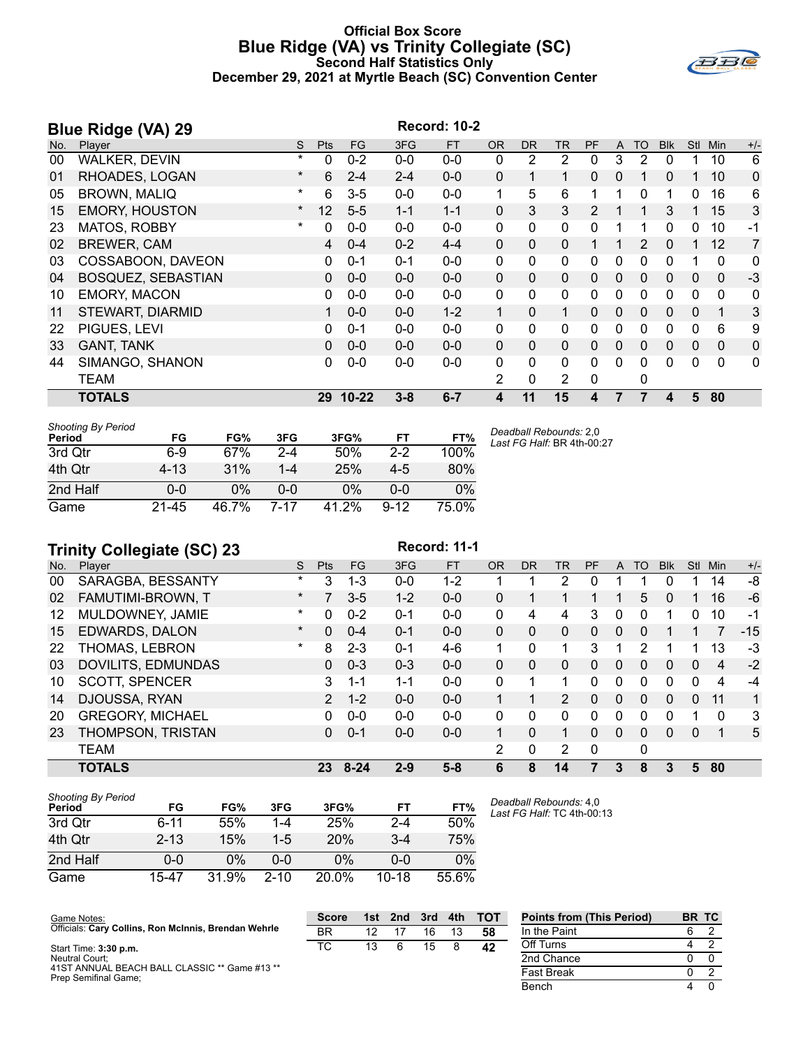# Official Box Score
## Blue Ridge (VA) vs Trinity Collegiate (SC)
### Second Half Statistics Only
### December 29, 2021 at Myrtle Beach (SC) Convention Center

## Blue Ridge (VA) 29

Record: 10-2

| No. | Player | S | Pts | FG | 3FG | FT | OR | DR | TR | PF | A | TO | Blk | Stl | Min | +/- |
|---|---|---|---|---|---|---|---|---|---|---|---|---|---|---|---|---|
| 00 | WALKER, DEVIN | * | 0 | 0-2 | 0-0 | 0-0 | 0 | 2 | 2 | 0 | 3 | 2 | 0 | 1 | 10 | 6 |
| 01 | RHOADES, LOGAN | * | 6 | 2-4 | 2-4 | 0-0 | 0 | 1 | 1 | 0 | 0 | 1 | 0 | 1 | 10 | 0 |
| 05 | BROWN, MALIQ | * | 6 | 3-5 | 0-0 | 0-0 | 1 | 5 | 6 | 1 | 1 | 0 | 1 | 0 | 16 | 6 |
| 15 | EMORY, HOUSTON | * | 12 | 5-5 | 1-1 | 1-1 | 0 | 3 | 3 | 2 | 1 | 1 | 3 | 1 | 15 | 3 |
| 23 | MATOS, ROBBY | * | 0 | 0-0 | 0-0 | 0-0 | 0 | 0 | 0 | 0 | 1 | 1 | 0 | 0 | 10 | -1 |
| 02 | BREWER, CAM | | 4 | 0-4 | 0-2 | 4-4 | 0 | 0 | 0 | 1 | 1 | 2 | 0 | 1 | 12 | 7 |
| 03 | COSSABOON, DAVEON | | 0 | 0-1 | 0-1 | 0-0 | 0 | 0 | 0 | 0 | 0 | 0 | 0 | 1 | 0 | 0 |
| 04 | BOSQUEZ, SEBASTIAN | | 0 | 0-0 | 0-0 | 0-0 | 0 | 0 | 0 | 0 | 0 | 0 | 0 | 0 | 0 | -3 |
| 10 | EMORY, MACON | | 0 | 0-0 | 0-0 | 0-0 | 0 | 0 | 0 | 0 | 0 | 0 | 0 | 0 | 0 | 0 |
| 11 | STEWART, DIARMID | | 1 | 0-0 | 0-0 | 1-2 | 1 | 0 | 1 | 0 | 0 | 0 | 0 | 0 | 1 | 3 |
| 22 | PIGUES, LEVI | | 0 | 0-1 | 0-0 | 0-0 | 0 | 0 | 0 | 0 | 0 | 0 | 0 | 0 | 6 | 9 |
| 33 | GANT, TANK | | 0 | 0-0 | 0-0 | 0-0 | 0 | 0 | 0 | 0 | 0 | 0 | 0 | 0 | 0 | 0 |
| 44 | SIMANGO, SHANON | | 0 | 0-0 | 0-0 | 0-0 | 0 | 0 | 0 | 0 | 0 | 0 | 0 | 0 | 0 | 0 |
| | TEAM | | | | | | 2 | 0 | 2 | 0 | | 0 | | | | |
| | **TOTALS** | | **29** | **10-22** | **3-8** | **6-7** | **4** | **11** | **15** | **4** | **7** | **7** | **4** | **5** | **80** | |

*Shooting By Period*

| Period | FG | FG% | 3FG | 3FG% | FT | FT% |
|---|---|---|---|---|---|---|
| 3rd Qtr | 6-9 | 67% | 2-4 | 50% | 2-2 | 100% |
| 4th Qtr | 4-13 | 31% | 1-4 | 25% | 4-5 | 80% |
| 2nd Half | 0-0 | 0% | 0-0 | 0% | 0-0 | 0% |
| Game | 21-45 | 46.7% | 7-17 | 41.2% | 9-12 | 75.0% |

*Deadball Rebounds:* 2,0
*Last FG Half:* BR 4th-00:27

## Trinity Collegiate (SC) 23

Record: 11-1

| No. | Player | S | Pts | FG | 3FG | FT | OR | DR | TR | PF | A | TO | Blk | Stl | Min | +/- |
|---|---|---|---|---|---|---|---|---|---|---|---|---|---|---|---|---|
| 00 | SARAGBA, BESSANTY | * | 3 | 1-3 | 0-0 | 1-2 | 1 | 1 | 2 | 0 | 1 | 1 | 0 | 1 | 14 | -8 |
| 02 | FAMUTIMI-BROWN, T | * | 7 | 3-5 | 1-2 | 0-0 | 0 | 1 | 1 | 1 | 1 | 5 | 0 | 1 | 16 | -6 |
| 12 | MULDOWNEY, JAMIE | * | 0 | 0-2 | 0-1 | 0-0 | 0 | 4 | 4 | 3 | 0 | 0 | 1 | 0 | 10 | -1 |
| 15 | EDWARDS, DALON | * | 0 | 0-4 | 0-1 | 0-0 | 0 | 0 | 0 | 0 | 0 | 0 | 1 | 1 | 7 | -15 |
| 22 | THOMAS, LEBRON | * | 8 | 2-3 | 0-1 | 4-6 | 1 | 0 | 1 | 3 | 1 | 2 | 1 | 1 | 13 | -3 |
| 03 | DOVILITS, EDMUNDAS | | 0 | 0-3 | 0-3 | 0-0 | 0 | 0 | 0 | 0 | 0 | 0 | 0 | 0 | 4 | -2 |
| 10 | SCOTT, SPENCER | | 3 | 1-1 | 1-1 | 0-0 | 0 | 1 | 1 | 0 | 0 | 0 | 0 | 0 | 4 | -4 |
| 14 | DJOUSSA, RYAN | | 2 | 1-2 | 0-0 | 0-0 | 1 | 1 | 2 | 0 | 0 | 0 | 0 | 0 | 11 | 1 |
| 20 | GREGORY, MICHAEL | | 0 | 0-0 | 0-0 | 0-0 | 0 | 0 | 0 | 0 | 0 | 0 | 0 | 1 | 0 | 3 |
| 23 | THOMPSON, TRISTAN | | 0 | 0-1 | 0-0 | 0-0 | 1 | 0 | 1 | 0 | 0 | 0 | 0 | 0 | 1 | 5 |
| | TEAM | | | | | | 2 | 0 | 2 | 0 | | 0 | | | | |
| | **TOTALS** | | **23** | **8-24** | **2-9** | **5-8** | **6** | **8** | **14** | **7** | **3** | **8** | **3** | **5** | **80** | |

*Shooting By Period*

| Period | FG | FG% | 3FG | 3FG% | FT | FT% |
|---|---|---|---|---|---|---|
| 3rd Qtr | 6-11 | 55% | 1-4 | 25% | 2-4 | 50% |
| 4th Qtr | 2-13 | 15% | 1-5 | 20% | 3-4 | 75% |
| 2nd Half | 0-0 | 0% | 0-0 | 0% | 0-0 | 0% |
| Game | 15-47 | 31.9% | 2-10 | 20.0% | 10-18 | 55.6% |

*Deadball Rebounds:* 4,0
*Last FG Half:* TC 4th-00:13

Game Notes:
Officials: **Cary Collins, Ron McInnis, Brendan Wehrle**

Start Time: **3:30 p.m.**
Neutral Court;
41ST ANNUAL BEACH BALL CLASSIC ** Game #13 **
Prep Semifinal Game;

| Score | 1st | 2nd | 3rd | 4th | TOT |
|---|---|---|---|---|---|
| BR | 12 | 17 | 16 | 13 | **58** |
| TC | 13 | 6 | 15 | 8 | **42** |

| Points from (This Period) | BR | TC |
|---|---|---|
| In the Paint | 6 | 2 |
| Off Turns | 4 | 2 |
| 2nd Chance | 0 | 0 |
| Fast Break | 0 | 2 |
| Bench | 4 | 0 |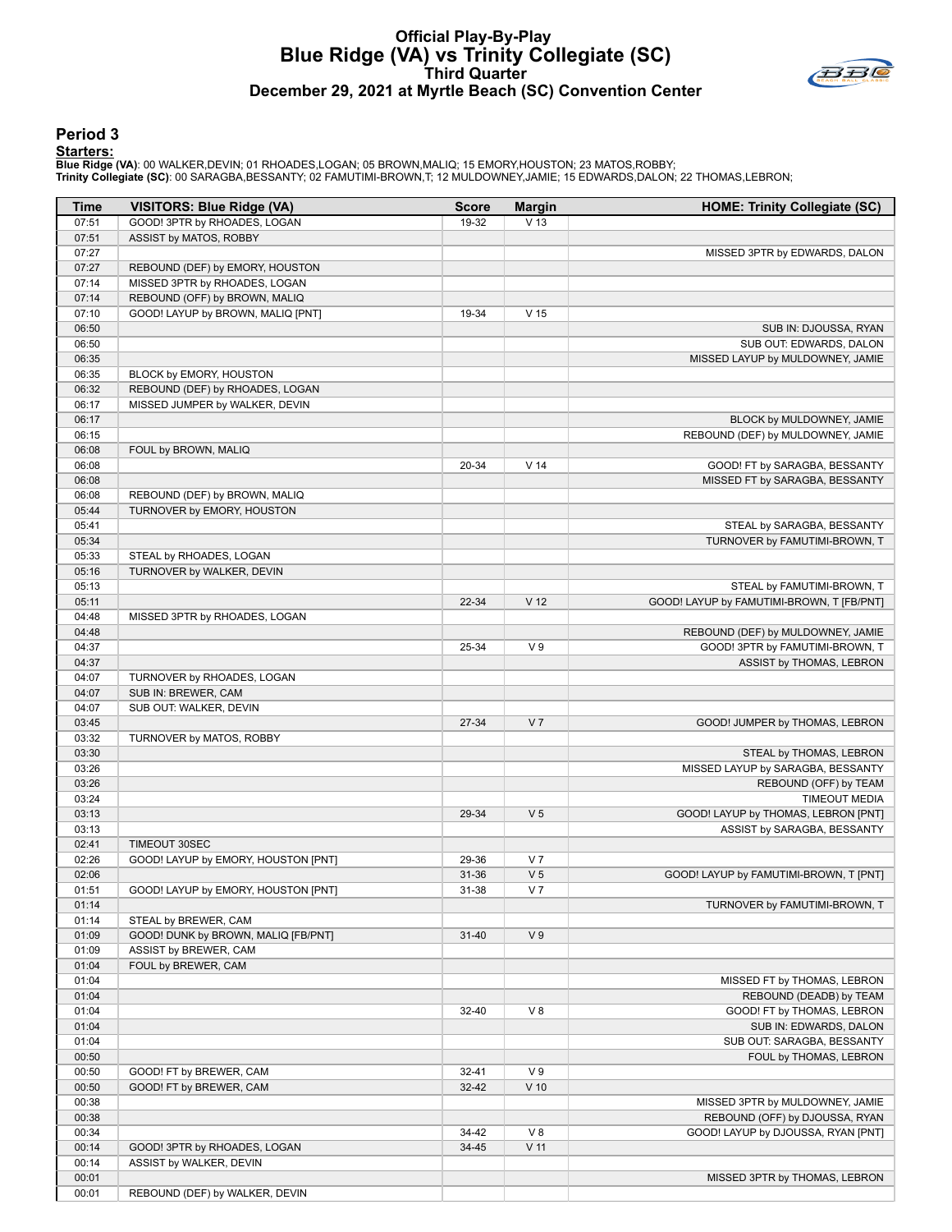# Official Play-By-Play
## Blue Ridge (VA) vs Trinity Collegiate (SC)
### Third Quarter
### December 29, 2021 at Myrtle Beach (SC) Convention Center

## Period 3

**Starters:**

**Blue Ridge (VA)**: 00 WALKER,DEVIN; 01 RHOADES,LOGAN; 05 BROWN,MALIQ; 15 EMORY,HOUSTON; 23 MATOS,ROBBY;
**Trinity Collegiate (SC)**: 00 SARAGBA,BESSANTY; 02 FAMUTIMI-BROWN,T; 12 MULDOWNEY,JAMIE; 15 EDWARDS,DALON; 22 THOMAS,LEBRON;

| Time | VISITORS: Blue Ridge (VA) | Score | Margin | HOME: Trinity Collegiate (SC) |
|---|---|---|---|---|
| 07:51 | GOOD! 3PTR by RHOADES, LOGAN | 19-32 | V 13 | |
| 07:51 | ASSIST by MATOS, ROBBY | | | |
| 07:27 | | | | MISSED 3PTR by EDWARDS, DALON |
| 07:27 | REBOUND (DEF) by EMORY, HOUSTON | | | |
| 07:14 | MISSED 3PTR by RHOADES, LOGAN | | | |
| 07:14 | REBOUND (OFF) by BROWN, MALIQ | | | |
| 07:10 | GOOD! LAYUP by BROWN, MALIQ [PNT] | 19-34 | V 15 | |
| 06:50 | | | | SUB IN: DJOUSSA, RYAN |
| 06:50 | | | | SUB OUT: EDWARDS, DALON |
| 06:35 | | | | MISSED LAYUP by MULDOWNEY, JAMIE |
| 06:35 | BLOCK by EMORY, HOUSTON | | | |
| 06:32 | REBOUND (DEF) by RHOADES, LOGAN | | | |
| 06:17 | MISSED JUMPER by WALKER, DEVIN | | | |
| 06:17 | | | | BLOCK by MULDOWNEY, JAMIE |
| 06:15 | | | | REBOUND (DEF) by MULDOWNEY, JAMIE |
| 06:08 | FOUL by BROWN, MALIQ | | | |
| 06:08 | | 20-34 | V 14 | GOOD! FT by SARAGBA, BESSANTY |
| 06:08 | | | | MISSED FT by SARAGBA, BESSANTY |
| 06:08 | REBOUND (DEF) by BROWN, MALIQ | | | |
| 05:44 | TURNOVER by EMORY, HOUSTON | | | |
| 05:41 | | | | STEAL by SARAGBA, BESSANTY |
| 05:34 | | | | TURNOVER by FAMUTIMI-BROWN, T |
| 05:33 | STEAL by RHOADES, LOGAN | | | |
| 05:16 | TURNOVER by WALKER, DEVIN | | | |
| 05:13 | | | | STEAL by FAMUTIMI-BROWN, T |
| 05:11 | | 22-34 | V 12 | GOOD! LAYUP by FAMUTIMI-BROWN, T [FB/PNT] |
| 04:48 | MISSED 3PTR by RHOADES, LOGAN | | | |
| 04:48 | | | | REBOUND (DEF) by MULDOWNEY, JAMIE |
| 04:37 | | 25-34 | V 9 | GOOD! 3PTR by FAMUTIMI-BROWN, T |
| 04:37 | | | | ASSIST by THOMAS, LEBRON |
| 04:07 | TURNOVER by RHOADES, LOGAN | | | |
| 04:07 | SUB IN: BREWER, CAM | | | |
| 04:07 | SUB OUT: WALKER, DEVIN | | | |
| 03:45 | | 27-34 | V 7 | GOOD! JUMPER by THOMAS, LEBRON |
| 03:32 | TURNOVER by MATOS, ROBBY | | | |
| 03:30 | | | | STEAL by THOMAS, LEBRON |
| 03:26 | | | | MISSED LAYUP by SARAGBA, BESSANTY |
| 03:26 | | | | REBOUND (OFF) by TEAM |
| 03:24 | | | | TIMEOUT MEDIA |
| 03:13 | | 29-34 | V 5 | GOOD! LAYUP by THOMAS, LEBRON [PNT] |
| 03:13 | | | | ASSIST by SARAGBA, BESSANTY |
| 02:41 | TIMEOUT 30SEC | | | |
| 02:26 | GOOD! LAYUP by EMORY, HOUSTON [PNT] | 29-36 | V 7 | |
| 02:06 | | 31-36 | V 5 | GOOD! LAYUP by FAMUTIMI-BROWN, T [PNT] |
| 01:51 | GOOD! LAYUP by EMORY, HOUSTON [PNT] | 31-38 | V 7 | |
| 01:14 | | | | TURNOVER by FAMUTIMI-BROWN, T |
| 01:14 | STEAL by BREWER, CAM | | | |
| 01:09 | GOOD! DUNK by BROWN, MALIQ [FB/PNT] | 31-40 | V 9 | |
| 01:09 | ASSIST by BREWER, CAM | | | |
| 01:04 | FOUL by BREWER, CAM | | | |
| 01:04 | | | | MISSED FT by THOMAS, LEBRON |
| 01:04 | | | | REBOUND (DEADB) by TEAM |
| 01:04 | | 32-40 | V 8 | GOOD! FT by THOMAS, LEBRON |
| 01:04 | | | | SUB IN: EDWARDS, DALON |
| 01:04 | | | | SUB OUT: SARAGBA, BESSANTY |
| 00:50 | | | | FOUL by THOMAS, LEBRON |
| 00:50 | GOOD! FT by BREWER, CAM | 32-41 | V 9 | |
| 00:50 | GOOD! FT by BREWER, CAM | 32-42 | V 10 | |
| 00:38 | | | | MISSED 3PTR by MULDOWNEY, JAMIE |
| 00:38 | | | | REBOUND (OFF) by DJOUSSA, RYAN |
| 00:34 | | 34-42 | V 8 | GOOD! LAYUP by DJOUSSA, RYAN [PNT] |
| 00:14 | GOOD! 3PTR by RHOADES, LOGAN | 34-45 | V 11 | |
| 00:14 | ASSIST by WALKER, DEVIN | | | |
| 00:01 | | | | MISSED 3PTR by THOMAS, LEBRON |
| 00:01 | REBOUND (DEF) by WALKER, DEVIN | | | |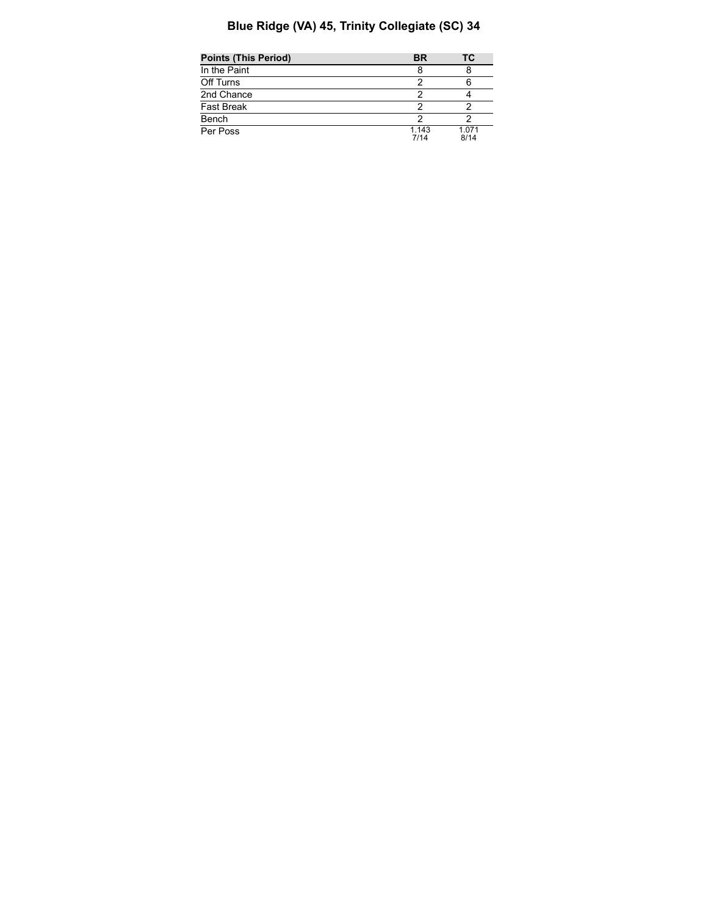# Blue Ridge (VA) 45, Trinity Collegiate (SC) 34

| Points (This Period) | BR | TC |
|---|---|---|
| In the Paint | 8 | 8 |
| Off Turns | 2 | 6 |
| 2nd Chance | 2 | 4 |
| Fast Break | 2 | 2 |
| Bench | 2 | 2 |
| Per Poss | 1.143<br>7/14 | 1.071<br>8/14 |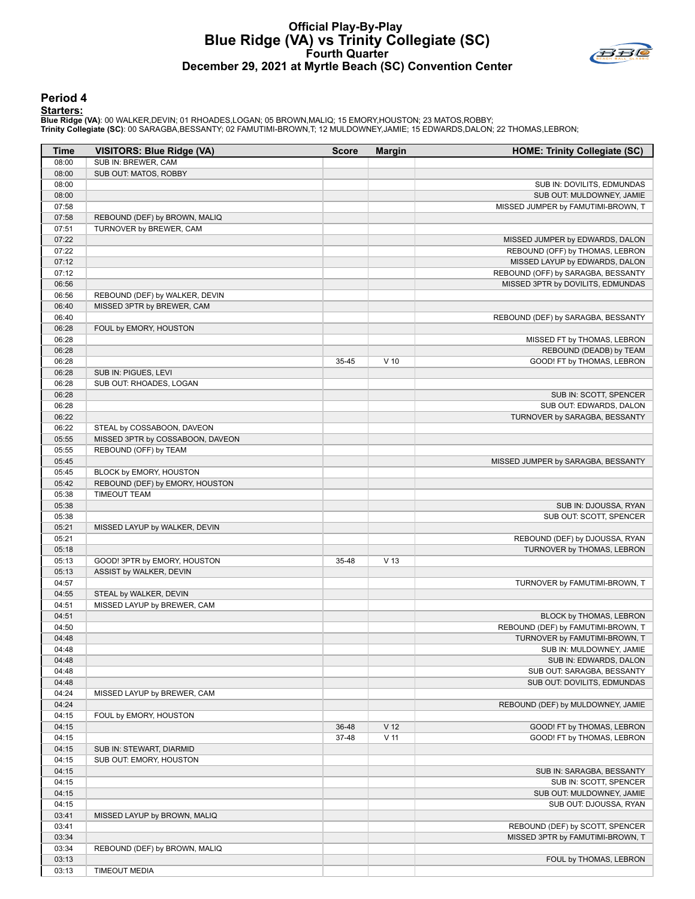# Official Play-By-Play
## Blue Ridge (VA) vs Trinity Collegiate (SC)
### Fourth Quarter
### December 29, 2021 at Myrtle Beach (SC) Convention Center

## Period 4

**Starters:**

**Blue Ridge (VA)**: 00 WALKER,DEVIN; 01 RHOADES,LOGAN; 05 BROWN,MALIQ; 15 EMORY,HOUSTON; 23 MATOS,ROBBY;
**Trinity Collegiate (SC)**: 00 SARAGBA,BESSANTY; 02 FAMUTIMI-BROWN,T; 12 MULDOWNEY,JAMIE; 15 EDWARDS,DALON; 22 THOMAS,LEBRON;

| Time | VISITORS: Blue Ridge (VA) | Score | Margin | HOME: Trinity Collegiate (SC) |
|---|---|---|---|---|
| 08:00 | SUB IN: BREWER, CAM | | | |
| 08:00 | SUB OUT: MATOS, ROBBY | | | |
| 08:00 | | | | SUB IN: DOVILITS, EDMUNDAS |
| 08:00 | | | | SUB OUT: MULDOWNEY, JAMIE |
| 07:58 | | | | MISSED JUMPER by FAMUTIMI-BROWN, T |
| 07:58 | REBOUND (DEF) by BROWN, MALIQ | | | |
| 07:51 | TURNOVER by BREWER, CAM | | | |
| 07:22 | | | | MISSED JUMPER by EDWARDS, DALON |
| 07:22 | | | | REBOUND (OFF) by THOMAS, LEBRON |
| 07:12 | | | | MISSED LAYUP by EDWARDS, DALON |
| 07:12 | | | | REBOUND (OFF) by SARAGBA, BESSANTY |
| 06:56 | | | | MISSED 3PTR by DOVILITS, EDMUNDAS |
| 06:56 | REBOUND (DEF) by WALKER, DEVIN | | | |
| 06:40 | MISSED 3PTR by BREWER, CAM | | | |
| 06:40 | | | | REBOUND (DEF) by SARAGBA, BESSANTY |
| 06:28 | FOUL by EMORY, HOUSTON | | | |
| 06:28 | | | | MISSED FT by THOMAS, LEBRON |
| 06:28 | | | | REBOUND (DEADB) by TEAM |
| 06:28 | | 35-45 | V 10 | GOOD! FT by THOMAS, LEBRON |
| 06:28 | SUB IN: PIGUES, LEVI | | | |
| 06:28 | SUB OUT: RHOADES, LOGAN | | | |
| 06:28 | | | | SUB IN: SCOTT, SPENCER |
| 06:28 | | | | SUB OUT: EDWARDS, DALON |
| 06:22 | | | | TURNOVER by SARAGBA, BESSANTY |
| 06:22 | STEAL by COSSABOON, DAVEON | | | |
| 05:55 | MISSED 3PTR by COSSABOON, DAVEON | | | |
| 05:55 | REBOUND (OFF) by TEAM | | | |
| 05:45 | | | | MISSED JUMPER by SARAGBA, BESSANTY |
| 05:45 | BLOCK by EMORY, HOUSTON | | | |
| 05:42 | REBOUND (DEF) by EMORY, HOUSTON | | | |
| 05:38 | TIMEOUT TEAM | | | |
| 05:38 | | | | SUB IN: DJOUSSA, RYAN |
| 05:38 | | | | SUB OUT: SCOTT, SPENCER |
| 05:21 | MISSED LAYUP by WALKER, DEVIN | | | |
| 05:21 | | | | REBOUND (DEF) by DJOUSSA, RYAN |
| 05:18 | | | | TURNOVER by THOMAS, LEBRON |
| 05:13 | GOOD! 3PTR by EMORY, HOUSTON | 35-48 | V 13 | |
| 05:13 | ASSIST by WALKER, DEVIN | | | |
| 04:57 | | | | TURNOVER by FAMUTIMI-BROWN, T |
| 04:55 | STEAL by WALKER, DEVIN | | | |
| 04:51 | MISSED LAYUP by BREWER, CAM | | | |
| 04:51 | | | | BLOCK by THOMAS, LEBRON |
| 04:50 | | | | REBOUND (DEF) by FAMUTIMI-BROWN, T |
| 04:48 | | | | TURNOVER by FAMUTIMI-BROWN, T |
| 04:48 | | | | SUB IN: MULDOWNEY, JAMIE |
| 04:48 | | | | SUB IN: EDWARDS, DALON |
| 04:48 | | | | SUB OUT: SARAGBA, BESSANTY |
| 04:48 | | | | SUB OUT: DOVILITS, EDMUNDAS |
| 04:24 | MISSED LAYUP by BREWER, CAM | | | |
| 04:24 | | | | REBOUND (DEF) by MULDOWNEY, JAMIE |
| 04:15 | FOUL by EMORY, HOUSTON | | | |
| 04:15 | | 36-48 | V 12 | GOOD! FT by THOMAS, LEBRON |
| 04:15 | | 37-48 | V 11 | GOOD! FT by THOMAS, LEBRON |
| 04:15 | SUB IN: STEWART, DIARMID | | | |
| 04:15 | SUB OUT: EMORY, HOUSTON | | | |
| 04:15 | | | | SUB IN: SARAGBA, BESSANTY |
| 04:15 | | | | SUB IN: SCOTT, SPENCER |
| 04:15 | | | | SUB OUT: MULDOWNEY, JAMIE |
| 04:15 | | | | SUB OUT: DJOUSSA, RYAN |
| 03:41 | MISSED LAYUP by BROWN, MALIQ | | | |
| 03:41 | | | | REBOUND (DEF) by SCOTT, SPENCER |
| 03:34 | | | | MISSED 3PTR by FAMUTIMI-BROWN, T |
| 03:34 | REBOUND (DEF) by BROWN, MALIQ | | | |
| 03:13 | | | | FOUL by THOMAS, LEBRON |
| 03:13 | TIMEOUT MEDIA | | | |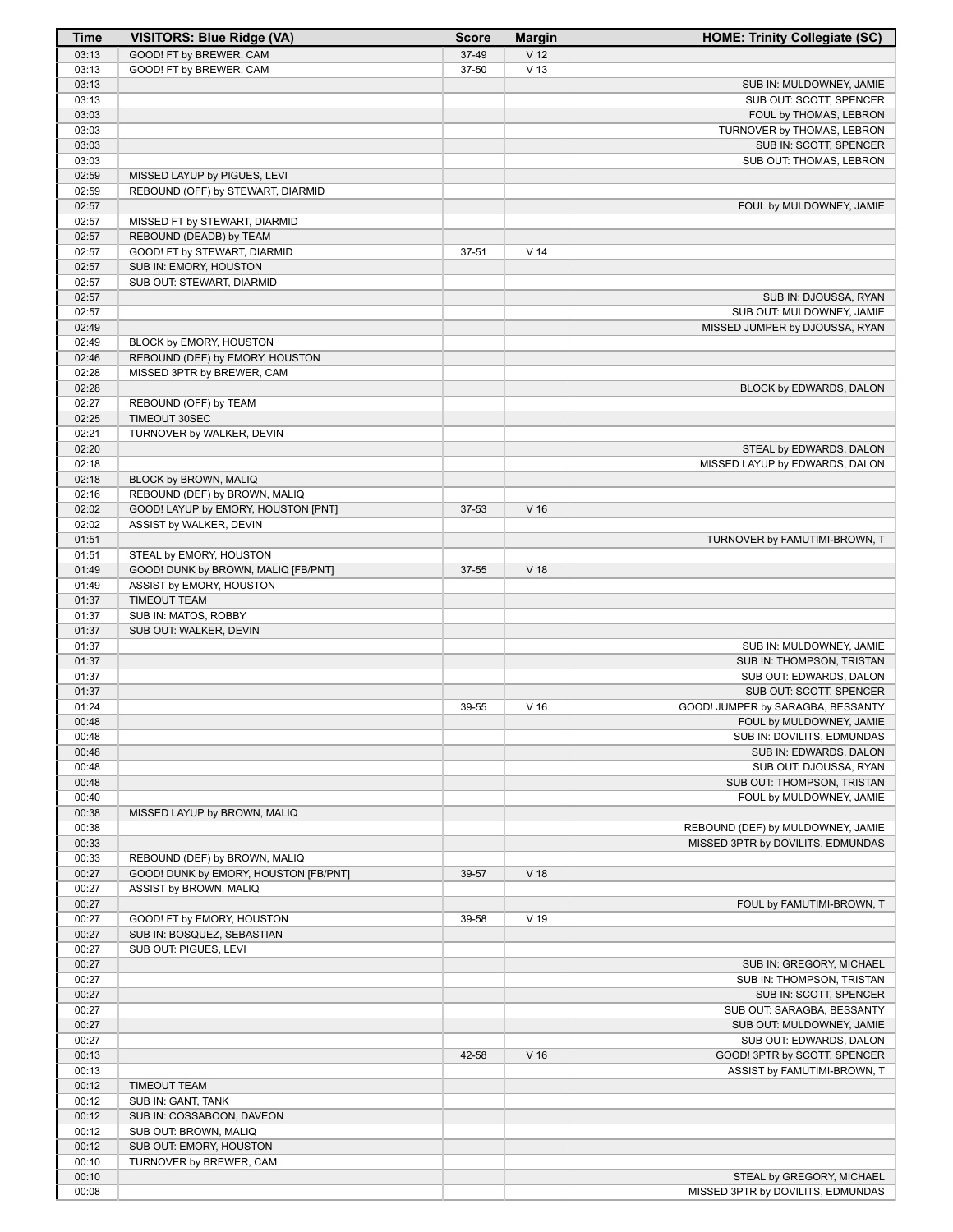| Time | VISITORS: Blue Ridge (VA) | Score | Margin | HOME: Trinity Collegiate (SC) |
|---|---|---|---|---|
| 03:13 | GOOD! FT by BREWER, CAM | 37-49 | V 12 | |
| 03:13 | GOOD! FT by BREWER, CAM | 37-50 | V 13 | |
| 03:13 | | | | SUB IN: MULDOWNEY, JAMIE |
| 03:13 | | | | SUB OUT: SCOTT, SPENCER |
| 03:03 | | | | FOUL by THOMAS, LEBRON |
| 03:03 | | | | TURNOVER by THOMAS, LEBRON |
| 03:03 | | | | SUB IN: SCOTT, SPENCER |
| 03:03 | | | | SUB OUT: THOMAS, LEBRON |
| 02:59 | MISSED LAYUP by PIGUES, LEVI | | | |
| 02:59 | REBOUND (OFF) by STEWART, DIARMID | | | |
| 02:57 | | | | FOUL by MULDOWNEY, JAMIE |
| 02:57 | MISSED FT by STEWART, DIARMID | | | |
| 02:57 | REBOUND (DEADB) by TEAM | | | |
| 02:57 | GOOD! FT by STEWART, DIARMID | 37-51 | V 14 | |
| 02:57 | SUB IN: EMORY, HOUSTON | | | |
| 02:57 | SUB OUT: STEWART, DIARMID | | | |
| 02:57 | | | | SUB IN: DJOUSSA, RYAN |
| 02:57 | | | | SUB OUT: MULDOWNEY, JAMIE |
| 02:49 | | | | MISSED JUMPER by DJOUSSA, RYAN |
| 02:49 | BLOCK by EMORY, HOUSTON | | | |
| 02:46 | REBOUND (DEF) by EMORY, HOUSTON | | | |
| 02:28 | MISSED 3PTR by BREWER, CAM | | | |
| 02:28 | | | | BLOCK by EDWARDS, DALON |
| 02:27 | REBOUND (OFF) by TEAM | | | |
| 02:25 | TIMEOUT 30SEC | | | |
| 02:21 | TURNOVER by WALKER, DEVIN | | | |
| 02:20 | | | | STEAL by EDWARDS, DALON |
| 02:18 | | | | MISSED LAYUP by EDWARDS, DALON |
| 02:18 | BLOCK by BROWN, MALIQ | | | |
| 02:16 | REBOUND (DEF) by BROWN, MALIQ | | | |
| 02:02 | GOOD! LAYUP by EMORY, HOUSTON [PNT] | 37-53 | V 16 | |
| 02:02 | ASSIST by WALKER, DEVIN | | | |
| 01:51 | | | | TURNOVER by FAMUTIMI-BROWN, T |
| 01:51 | STEAL by EMORY, HOUSTON | | | |
| 01:49 | GOOD! DUNK by BROWN, MALIQ [FB/PNT] | 37-55 | V 18 | |
| 01:49 | ASSIST by EMORY, HOUSTON | | | |
| 01:37 | TIMEOUT TEAM | | | |
| 01:37 | SUB IN: MATOS, ROBBY | | | |
| 01:37 | SUB OUT: WALKER, DEVIN | | | |
| 01:37 | | | | SUB IN: MULDOWNEY, JAMIE |
| 01:37 | | | | SUB IN: THOMPSON, TRISTAN |
| 01:37 | | | | SUB OUT: EDWARDS, DALON |
| 01:37 | | | | SUB OUT: SCOTT, SPENCER |
| 01:24 | | 39-55 | V 16 | GOOD! JUMPER by SARAGBA, BESSANTY |
| 00:48 | | | | FOUL by MULDOWNEY, JAMIE |
| 00:48 | | | | SUB IN: DOVILITS, EDMUNDAS |
| 00:48 | | | | SUB IN: EDWARDS, DALON |
| 00:48 | | | | SUB OUT: DJOUSSA, RYAN |
| 00:48 | | | | SUB OUT: THOMPSON, TRISTAN |
| 00:40 | | | | FOUL by MULDOWNEY, JAMIE |
| 00:38 | MISSED LAYUP by BROWN, MALIQ | | | |
| 00:38 | | | | REBOUND (DEF) by MULDOWNEY, JAMIE |
| 00:33 | | | | MISSED 3PTR by DOVILITS, EDMUNDAS |
| 00:33 | REBOUND (DEF) by BROWN, MALIQ | | | |
| 00:27 | GOOD! DUNK by EMORY, HOUSTON [FB/PNT] | 39-57 | V 18 | |
| 00:27 | ASSIST by BROWN, MALIQ | | | |
| 00:27 | | | | FOUL by FAMUTIMI-BROWN, T |
| 00:27 | GOOD! FT by EMORY, HOUSTON | 39-58 | V 19 | |
| 00:27 | SUB IN: BOSQUEZ, SEBASTIAN | | | |
| 00:27 | SUB OUT: PIGUES, LEVI | | | |
| 00:27 | | | | SUB IN: GREGORY, MICHAEL |
| 00:27 | | | | SUB IN: THOMPSON, TRISTAN |
| 00:27 | | | | SUB IN: SCOTT, SPENCER |
| 00:27 | | | | SUB OUT: SARAGBA, BESSANTY |
| 00:27 | | | | SUB OUT: MULDOWNEY, JAMIE |
| 00:27 | | | | SUB OUT: EDWARDS, DALON |
| 00:13 | | 42-58 | V 16 | GOOD! 3PTR by SCOTT, SPENCER |
| 00:13 | | | | ASSIST by FAMUTIMI-BROWN, T |
| 00:12 | TIMEOUT TEAM | | | |
| 00:12 | SUB IN: GANT, TANK | | | |
| 00:12 | SUB IN: COSSABOON, DAVEON | | | |
| 00:12 | SUB OUT: BROWN, MALIQ | | | |
| 00:12 | SUB OUT: EMORY, HOUSTON | | | |
| 00:10 | TURNOVER by BREWER, CAM | | | |
| 00:10 | | | | STEAL by GREGORY, MICHAEL |
| 00:08 | | | | MISSED 3PTR by DOVILITS, EDMUNDAS |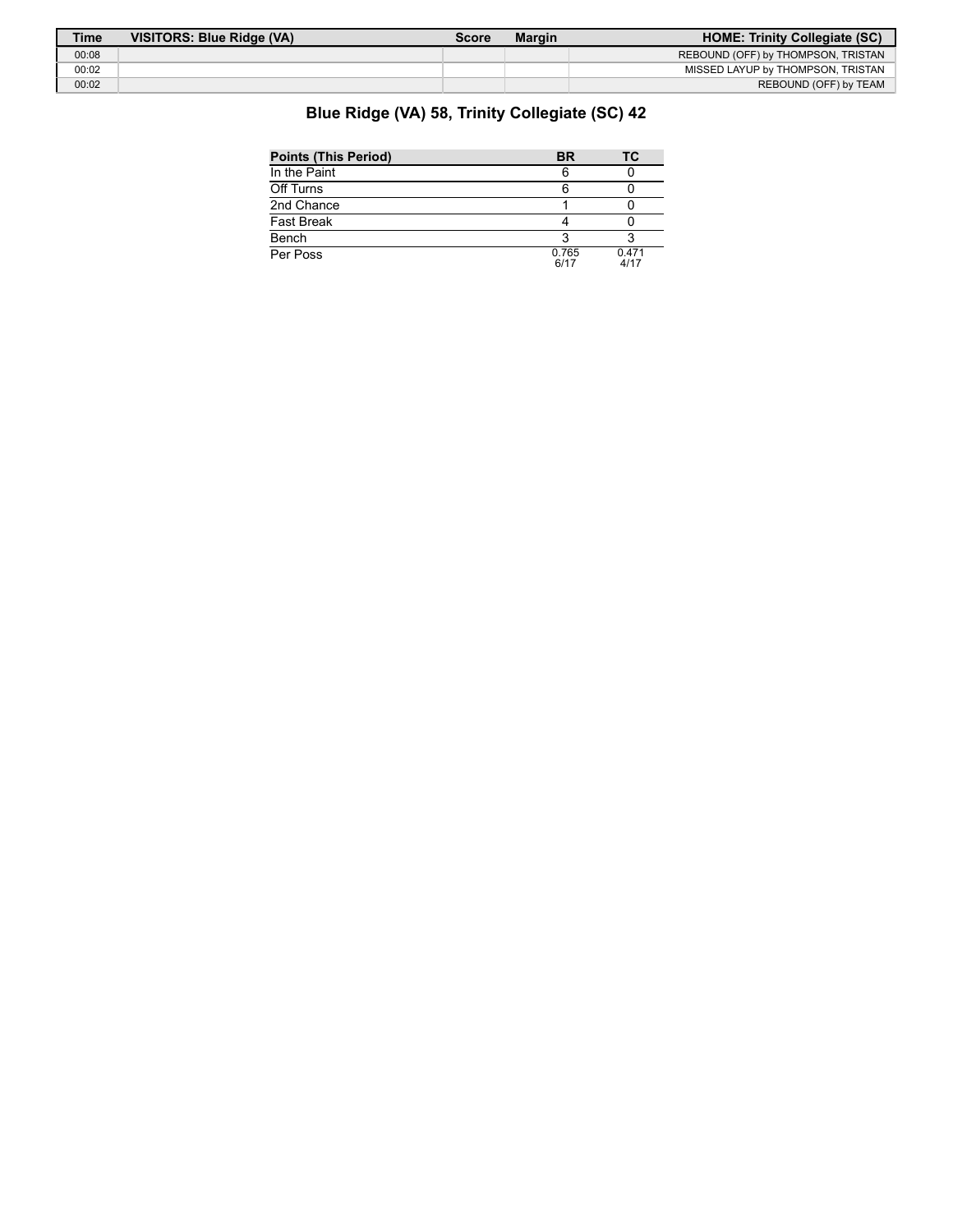| Time | VISITORS: Blue Ridge (VA) | Score | Margin | HOME: Trinity Collegiate (SC) |
| --- | --- | --- | --- | --- |
| 00:08 | | | | REBOUND (OFF) by THOMPSON, TRISTAN |
| 00:02 | | | | MISSED LAYUP by THOMPSON, TRISTAN |
| 00:02 | | | | REBOUND (OFF) by TEAM |

## Blue Ridge (VA) 58, Trinity Collegiate (SC) 42

| Points (This Period) | BR | TC |
| --- | --- | --- |
| In the Paint | 6 | 0 |
| Off Turns | 6 | 0 |
| 2nd Chance | 1 | 0 |
| Fast Break | 4 | 0 |
| Bench | 3 | 3 |
| Per Poss | 0.765 6/17 | 0.471 4/17 |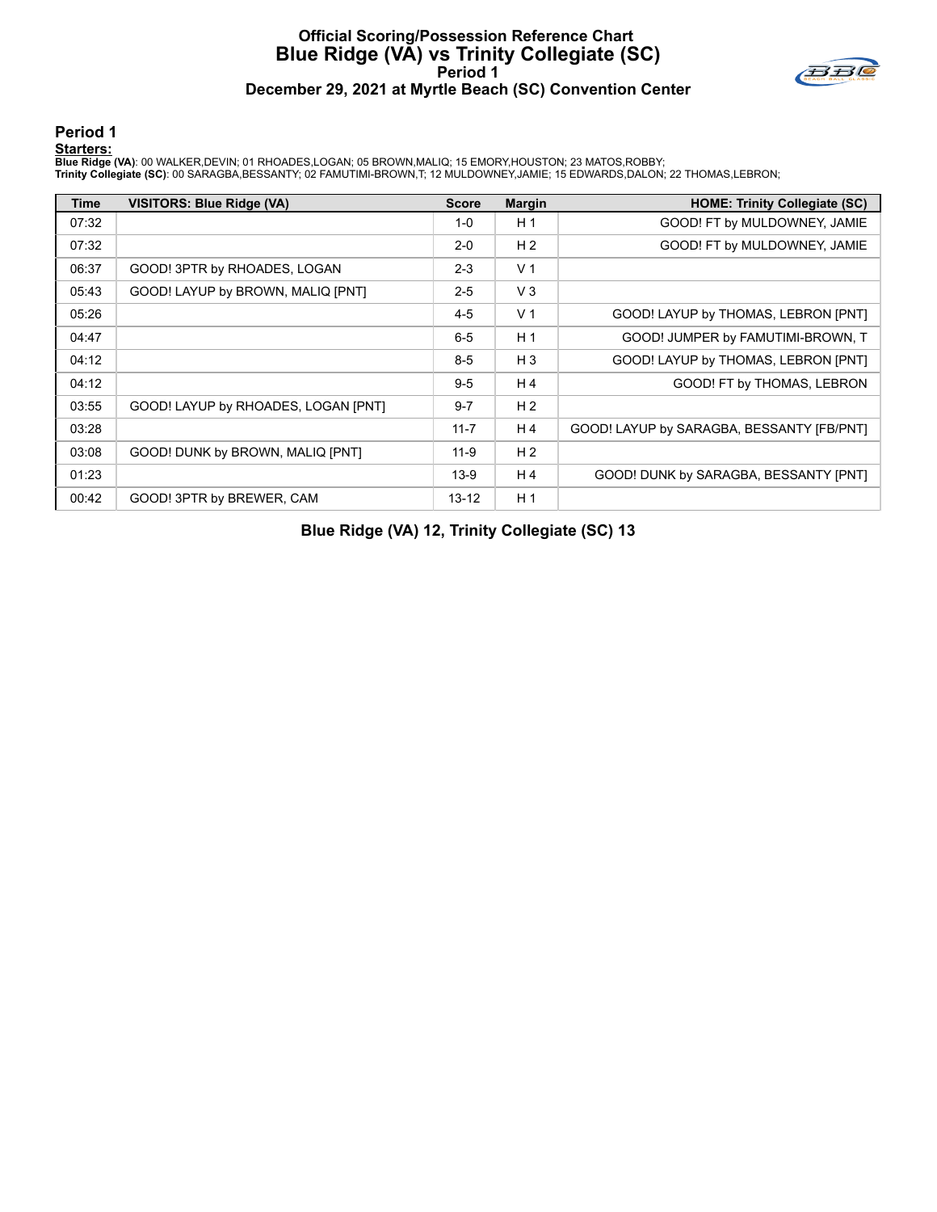# Official Scoring/Possession Reference Chart
# Blue Ridge (VA) vs Trinity Collegiate (SC)
## Period 1
## December 29, 2021 at Myrtle Beach (SC) Convention Center

### Period 1

**Starters:**

**Blue Ridge (VA)**: 00 WALKER,DEVIN; 01 RHOADES,LOGAN; 05 BROWN,MALIQ; 15 EMORY,HOUSTON; 23 MATOS,ROBBY;
**Trinity Collegiate (SC)**: 00 SARAGBA,BESSANTY; 02 FAMUTIMI-BROWN,T; 12 MULDOWNEY,JAMIE; 15 EDWARDS,DALON; 22 THOMAS,LEBRON;

| Time | VISITORS: Blue Ridge (VA) | Score | Margin | HOME: Trinity Collegiate (SC) |
|---|---|---|---|---|
| 07:32 | | 1-0 | H 1 | GOOD! FT by MULDOWNEY, JAMIE |
| 07:32 | | 2-0 | H 2 | GOOD! FT by MULDOWNEY, JAMIE |
| 06:37 | GOOD! 3PTR by RHOADES, LOGAN | 2-3 | V 1 | |
| 05:43 | GOOD! LAYUP by BROWN, MALIQ [PNT] | 2-5 | V 3 | |
| 05:26 | | 4-5 | V 1 | GOOD! LAYUP by THOMAS, LEBRON [PNT] |
| 04:47 | | 6-5 | H 1 | GOOD! JUMPER by FAMUTIMI-BROWN, T |
| 04:12 | | 8-5 | H 3 | GOOD! LAYUP by THOMAS, LEBRON [PNT] |
| 04:12 | | 9-5 | H 4 | GOOD! FT by THOMAS, LEBRON |
| 03:55 | GOOD! LAYUP by RHOADES, LOGAN [PNT] | 9-7 | H 2 | |
| 03:28 | | 11-7 | H 4 | GOOD! LAYUP by SARAGBA, BESSANTY [FB/PNT] |
| 03:08 | GOOD! DUNK by BROWN, MALIQ [PNT] | 11-9 | H 2 | |
| 01:23 | | 13-9 | H 4 | GOOD! DUNK by SARAGBA, BESSANTY [PNT] |
| 00:42 | GOOD! 3PTR by BREWER, CAM | 13-12 | H 1 | |

**Blue Ridge (VA) 12, Trinity Collegiate (SC) 13**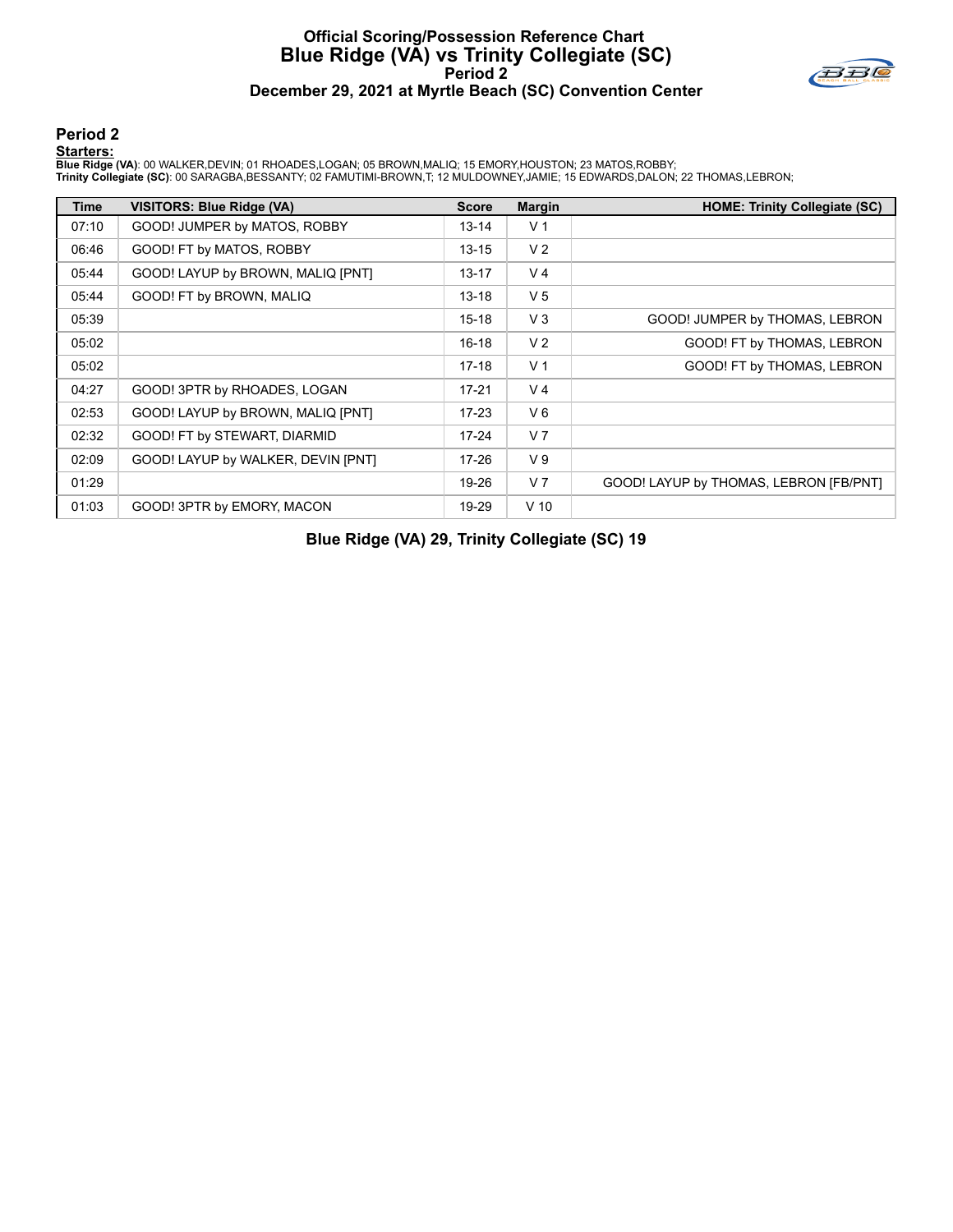# Official Scoring/Possession Reference Chart
# Blue Ridge (VA) vs Trinity Collegiate (SC)
## Period 2
## December 29, 2021 at Myrtle Beach (SC) Convention Center

### Period 2

**Starters:**

**Blue Ridge (VA)**: 00 WALKER,DEVIN; 01 RHOADES,LOGAN; 05 BROWN,MALIQ; 15 EMORY,HOUSTON; 23 MATOS,ROBBY;
**Trinity Collegiate (SC)**: 00 SARAGBA,BESSANTY; 02 FAMUTIMI-BROWN,T; 12 MULDOWNEY,JAMIE; 15 EDWARDS,DALON; 22 THOMAS,LEBRON;

| Time | VISITORS: Blue Ridge (VA) | Score | Margin | HOME: Trinity Collegiate (SC) |
|---|---|---|---|---|
| 07:10 | GOOD! JUMPER by MATOS, ROBBY | 13-14 | V 1 | |
| 06:46 | GOOD! FT by MATOS, ROBBY | 13-15 | V 2 | |
| 05:44 | GOOD! LAYUP by BROWN, MALIQ [PNT] | 13-17 | V 4 | |
| 05:44 | GOOD! FT by BROWN, MALIQ | 13-18 | V 5 | |
| 05:39 | | 15-18 | V 3 | GOOD! JUMPER by THOMAS, LEBRON |
| 05:02 | | 16-18 | V 2 | GOOD! FT by THOMAS, LEBRON |
| 05:02 | | 17-18 | V 1 | GOOD! FT by THOMAS, LEBRON |
| 04:27 | GOOD! 3PTR by RHOADES, LOGAN | 17-21 | V 4 | |
| 02:53 | GOOD! LAYUP by BROWN, MALIQ [PNT] | 17-23 | V 6 | |
| 02:32 | GOOD! FT by STEWART, DIARMID | 17-24 | V 7 | |
| 02:09 | GOOD! LAYUP by WALKER, DEVIN [PNT] | 17-26 | V 9 | |
| 01:29 | | 19-26 | V 7 | GOOD! LAYUP by THOMAS, LEBRON [FB/PNT] |
| 01:03 | GOOD! 3PTR by EMORY, MACON | 19-29 | V 10 | |

**Blue Ridge (VA) 29, Trinity Collegiate (SC) 19**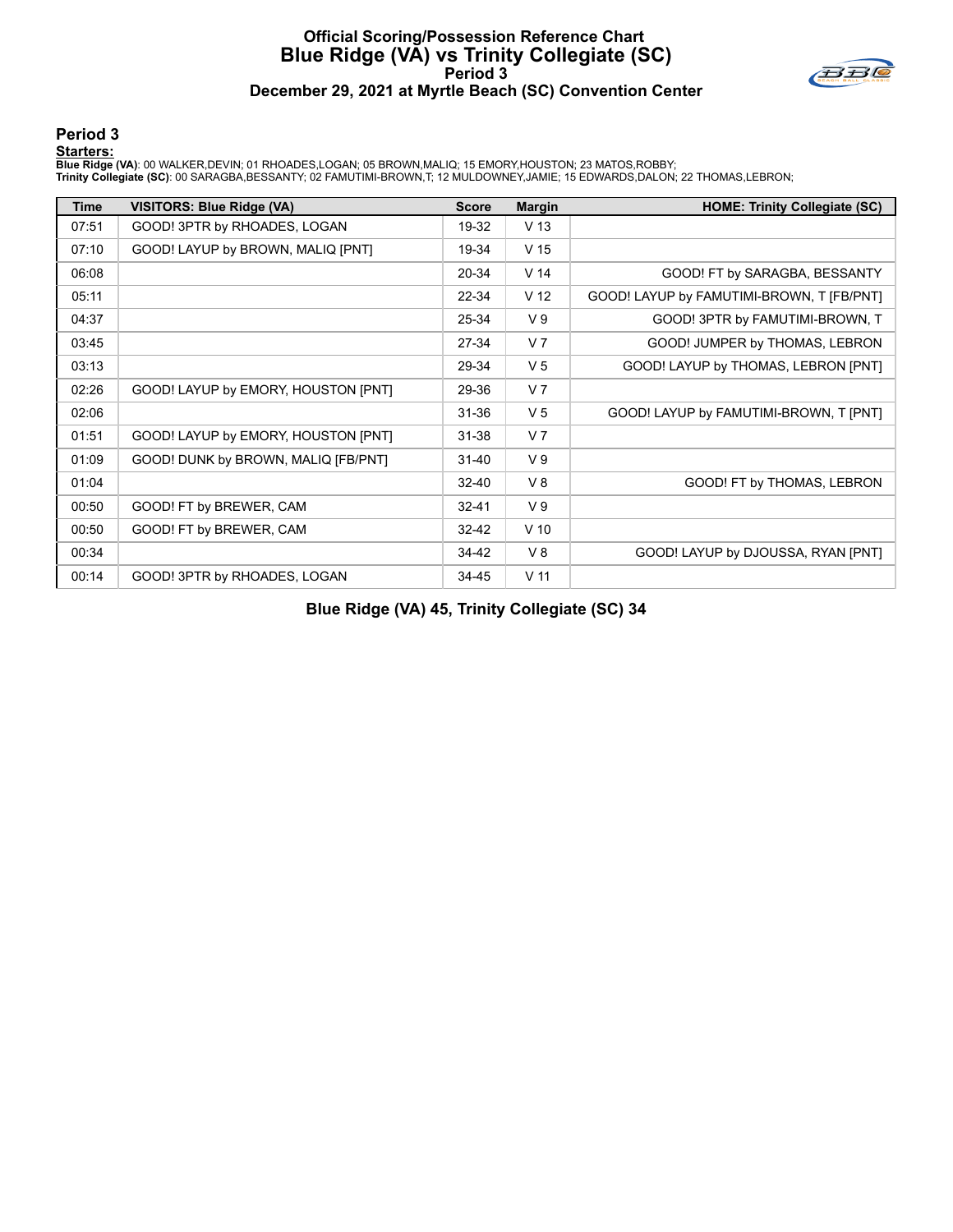# Official Scoring/Possession Reference Chart
# Blue Ridge (VA) vs Trinity Collegiate (SC)
### Period 3
### December 29, 2021 at Myrtle Beach (SC) Convention Center

## Period 3

**Starters:**

**Blue Ridge (VA)**: 00 WALKER,DEVIN; 01 RHOADES,LOGAN; 05 BROWN,MALIQ; 15 EMORY,HOUSTON; 23 MATOS,ROBBY;
**Trinity Collegiate (SC)**: 00 SARAGBA,BESSANTY; 02 FAMUTIMI-BROWN,T; 12 MULDOWNEY,JAMIE; 15 EDWARDS,DALON; 22 THOMAS,LEBRON;

| Time | VISITORS: Blue Ridge (VA) | Score | Margin | HOME: Trinity Collegiate (SC) |
|---|---|---|---|---|
| 07:51 | GOOD! 3PTR by RHOADES, LOGAN | 19-32 | V 13 | |
| 07:10 | GOOD! LAYUP by BROWN, MALIQ [PNT] | 19-34 | V 15 | |
| 06:08 | | 20-34 | V 14 | GOOD! FT by SARAGBA, BESSANTY |
| 05:11 | | 22-34 | V 12 | GOOD! LAYUP by FAMUTIMI-BROWN, T [FB/PNT] |
| 04:37 | | 25-34 | V 9 | GOOD! 3PTR by FAMUTIMI-BROWN, T |
| 03:45 | | 27-34 | V 7 | GOOD! JUMPER by THOMAS, LEBRON |
| 03:13 | | 29-34 | V 5 | GOOD! LAYUP by THOMAS, LEBRON [PNT] |
| 02:26 | GOOD! LAYUP by EMORY, HOUSTON [PNT] | 29-36 | V 7 | |
| 02:06 | | 31-36 | V 5 | GOOD! LAYUP by FAMUTIMI-BROWN, T [PNT] |
| 01:51 | GOOD! LAYUP by EMORY, HOUSTON [PNT] | 31-38 | V 7 | |
| 01:09 | GOOD! DUNK by BROWN, MALIQ [FB/PNT] | 31-40 | V 9 | |
| 01:04 | | 32-40 | V 8 | GOOD! FT by THOMAS, LEBRON |
| 00:50 | GOOD! FT by BREWER, CAM | 32-41 | V 9 | |
| 00:50 | GOOD! FT by BREWER, CAM | 32-42 | V 10 | |
| 00:34 | | 34-42 | V 8 | GOOD! LAYUP by DJOUSSA, RYAN [PNT] |
| 00:14 | GOOD! 3PTR by RHOADES, LOGAN | 34-45 | V 11 | |

**Blue Ridge (VA) 45, Trinity Collegiate (SC) 34**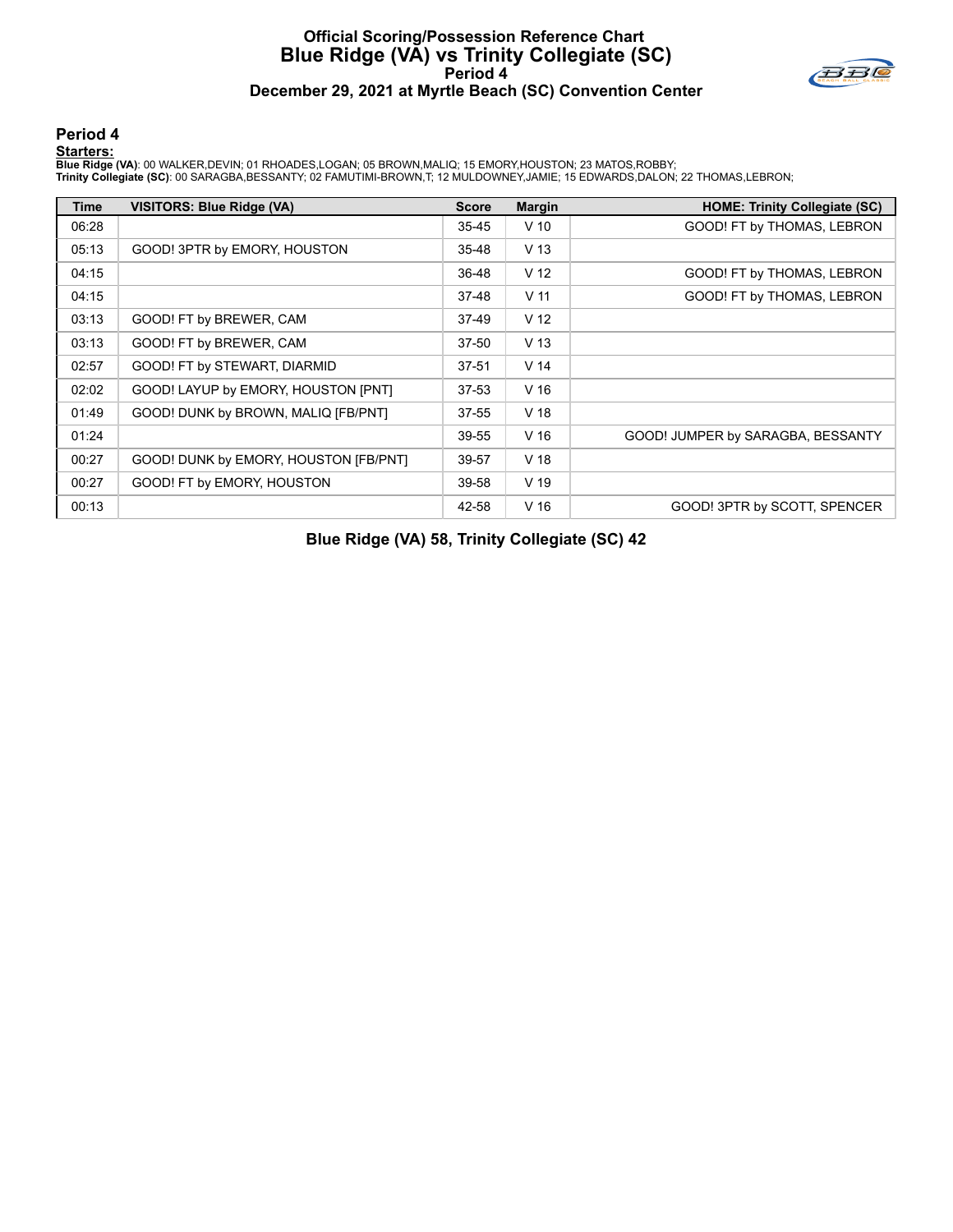# Official Scoring/Possession Reference Chart
# Blue Ridge (VA) vs Trinity Collegiate (SC)
## Period 4
## December 29, 2021 at Myrtle Beach (SC) Convention Center

### Period 4

**Starters:**

**Blue Ridge (VA)**: 00 WALKER,DEVIN; 01 RHOADES,LOGAN; 05 BROWN,MALIQ; 15 EMORY,HOUSTON; 23 MATOS,ROBBY;
**Trinity Collegiate (SC)**: 00 SARAGBA,BESSANTY; 02 FAMUTIMI-BROWN,T; 12 MULDOWNEY,JAMIE; 15 EDWARDS,DALON; 22 THOMAS,LEBRON;

| Time | VISITORS: Blue Ridge (VA) | Score | Margin | HOME: Trinity Collegiate (SC) |
|---|---|---|---|---|
| 06:28 | | 35-45 | V 10 | GOOD! FT by THOMAS, LEBRON |
| 05:13 | GOOD! 3PTR by EMORY, HOUSTON | 35-48 | V 13 | |
| 04:15 | | 36-48 | V 12 | GOOD! FT by THOMAS, LEBRON |
| 04:15 | | 37-48 | V 11 | GOOD! FT by THOMAS, LEBRON |
| 03:13 | GOOD! FT by BREWER, CAM | 37-49 | V 12 | |
| 03:13 | GOOD! FT by BREWER, CAM | 37-50 | V 13 | |
| 02:57 | GOOD! FT by STEWART, DIARMID | 37-51 | V 14 | |
| 02:02 | GOOD! LAYUP by EMORY, HOUSTON [PNT] | 37-53 | V 16 | |
| 01:49 | GOOD! DUNK by BROWN, MALIQ [FB/PNT] | 37-55 | V 18 | |
| 01:24 | | 39-55 | V 16 | GOOD! JUMPER by SARAGBA, BESSANTY |
| 00:27 | GOOD! DUNK by EMORY, HOUSTON [FB/PNT] | 39-57 | V 18 | |
| 00:27 | GOOD! FT by EMORY, HOUSTON | 39-58 | V 19 | |
| 00:13 | | 42-58 | V 16 | GOOD! 3PTR by SCOTT, SPENCER |

**Blue Ridge (VA) 58, Trinity Collegiate (SC) 42**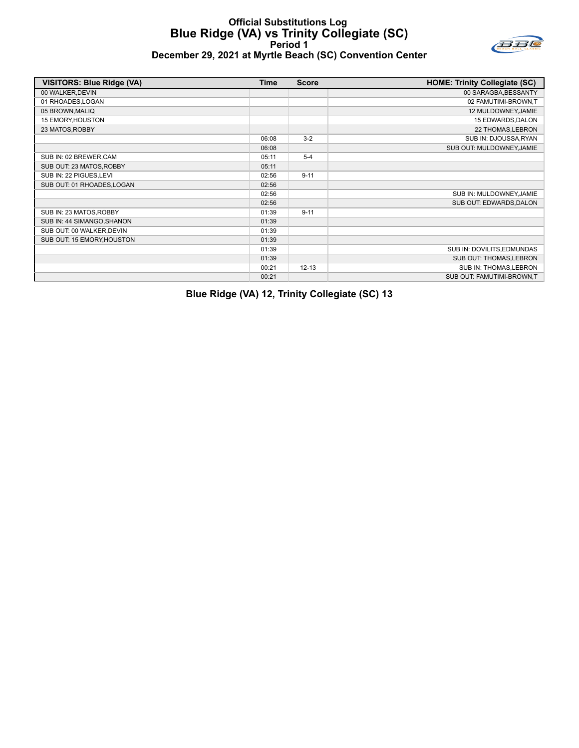# Official Substitutions Log
## Blue Ridge (VA) vs Trinity Collegiate (SC)
### Period 1
### December 29, 2021 at Myrtle Beach (SC) Convention Center

| VISITORS: Blue Ridge (VA) | Time | Score | HOME: Trinity Collegiate (SC) |
|---|---|---|---|
| 00 WALKER,DEVIN | | | 00 SARAGBA,BESSANTY |
| 01 RHOADES,LOGAN | | | 02 FAMUTIMI-BROWN,T |
| 05 BROWN,MALIQ | | | 12 MULDOWNEY,JAMIE |
| 15 EMORY,HOUSTON | | | 15 EDWARDS,DALON |
| 23 MATOS,ROBBY | | | 22 THOMAS,LEBRON |
| | 06:08 | 3-2 | SUB IN: DJOUSSA,RYAN |
| | 06:08 | | SUB OUT: MULDOWNEY,JAMIE |
| SUB IN: 02 BREWER,CAM | 05:11 | 5-4 | |
| SUB OUT: 23 MATOS,ROBBY | 05:11 | | |
| SUB IN: 22 PIGUES,LEVI | 02:56 | 9-11 | |
| SUB OUT: 01 RHOADES,LOGAN | 02:56 | | |
| | 02:56 | | SUB IN: MULDOWNEY,JAMIE |
| | 02:56 | | SUB OUT: EDWARDS,DALON |
| SUB IN: 23 MATOS,ROBBY | 01:39 | 9-11 | |
| SUB IN: 44 SIMANGO,SHANON | 01:39 | | |
| SUB OUT: 00 WALKER,DEVIN | 01:39 | | |
| SUB OUT: 15 EMORY,HOUSTON | 01:39 | | |
| | 01:39 | | SUB IN: DOVILITS,EDMUNDAS |
| | 01:39 | | SUB OUT: THOMAS,LEBRON |
| | 00:21 | 12-13 | SUB IN: THOMAS,LEBRON |
| | 00:21 | | SUB OUT: FAMUTIMI-BROWN,T |

**Blue Ridge (VA) 12, Trinity Collegiate (SC) 13**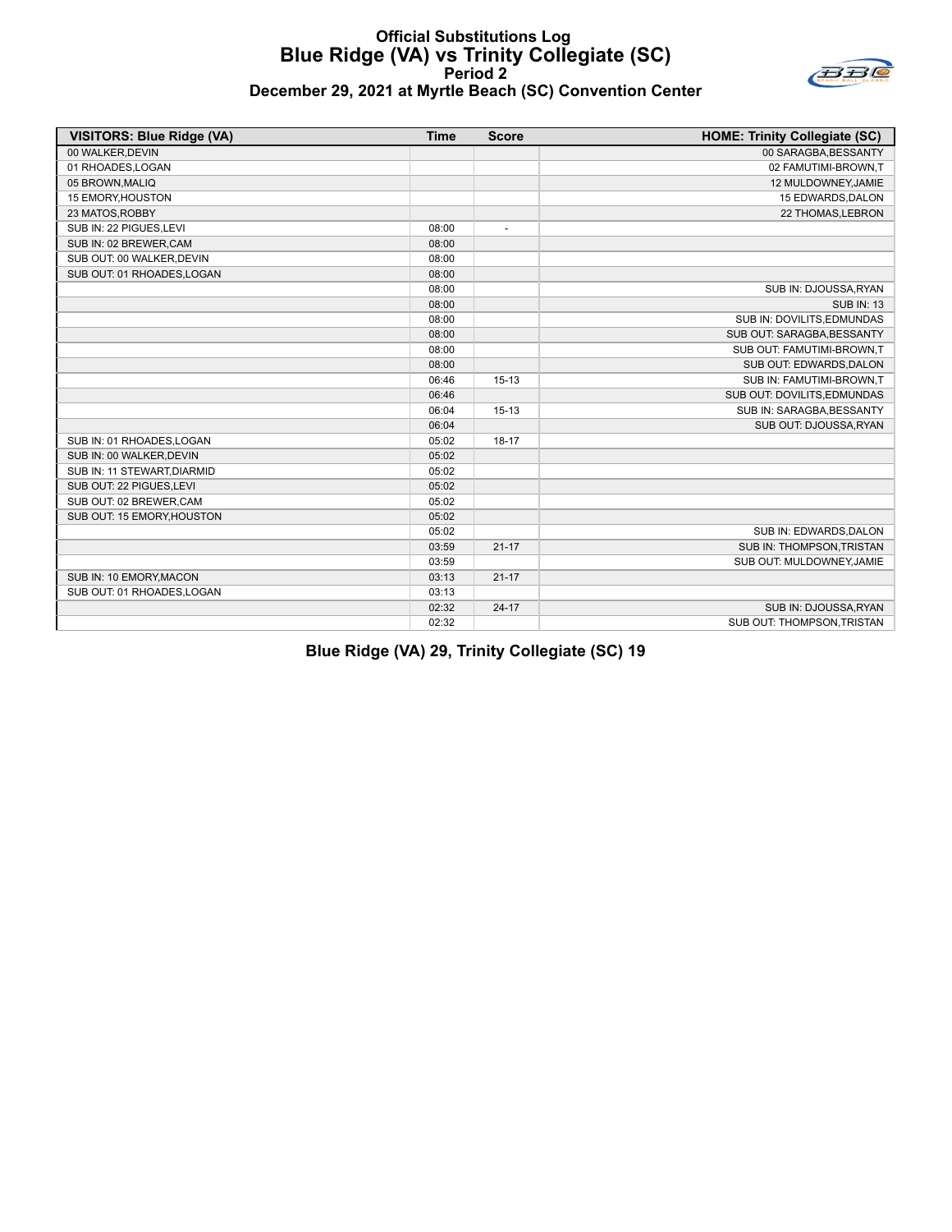# Official Substitutions Log
## Blue Ridge (VA) vs Trinity Collegiate (SC)
### Period 2
### December 29, 2021 at Myrtle Beach (SC) Convention Center

| VISITORS: Blue Ridge (VA) | Time | Score | HOME: Trinity Collegiate (SC) |
|---|---|---|---|
| 00 WALKER,DEVIN | | | 00 SARAGBA,BESSANTY |
| 01 RHOADES,LOGAN | | | 02 FAMUTIMI-BROWN,T |
| 05 BROWN,MALIQ | | | 12 MULDOWNEY,JAMIE |
| 15 EMORY,HOUSTON | | | 15 EDWARDS,DALON |
| 23 MATOS,ROBBY | | | 22 THOMAS,LEBRON |
| SUB IN: 22 PIGUES,LEVI | 08:00 | - | |
| SUB IN: 02 BREWER,CAM | 08:00 | | |
| SUB OUT: 00 WALKER,DEVIN | 08:00 | | |
| SUB OUT: 01 RHOADES,LOGAN | 08:00 | | |
| | 08:00 | | SUB IN: DJOUSSA,RYAN |
| | 08:00 | | SUB IN: 13 |
| | 08:00 | | SUB IN: DOVILITS,EDMUNDAS |
| | 08:00 | | SUB OUT: SARAGBA,BESSANTY |
| | 08:00 | | SUB OUT: FAMUTIMI-BROWN,T |
| | 08:00 | | SUB OUT: EDWARDS,DALON |
| | 06:46 | 15-13 | SUB IN: FAMUTIMI-BROWN,T |
| | 06:46 | | SUB OUT: DOVILITS,EDMUNDAS |
| | 06:04 | 15-13 | SUB IN: SARAGBA,BESSANTY |
| | 06:04 | | SUB OUT: DJOUSSA,RYAN |
| SUB IN: 01 RHOADES,LOGAN | 05:02 | 18-17 | |
| SUB IN: 00 WALKER,DEVIN | 05:02 | | |
| SUB IN: 11 STEWART,DIARMID | 05:02 | | |
| SUB OUT: 22 PIGUES,LEVI | 05:02 | | |
| SUB OUT: 02 BREWER,CAM | 05:02 | | |
| SUB OUT: 15 EMORY,HOUSTON | 05:02 | | |
| | 05:02 | | SUB IN: EDWARDS,DALON |
| | 03:59 | 21-17 | SUB IN: THOMPSON,TRISTAN |
| | 03:59 | | SUB OUT: MULDOWNEY,JAMIE |
| SUB IN: 10 EMORY,MACON | 03:13 | 21-17 | |
| SUB OUT: 01 RHOADES,LOGAN | 03:13 | | |
| | 02:32 | 24-17 | SUB IN: DJOUSSA,RYAN |
| | 02:32 | | SUB OUT: THOMPSON,TRISTAN |

**Blue Ridge (VA) 29, Trinity Collegiate (SC) 19**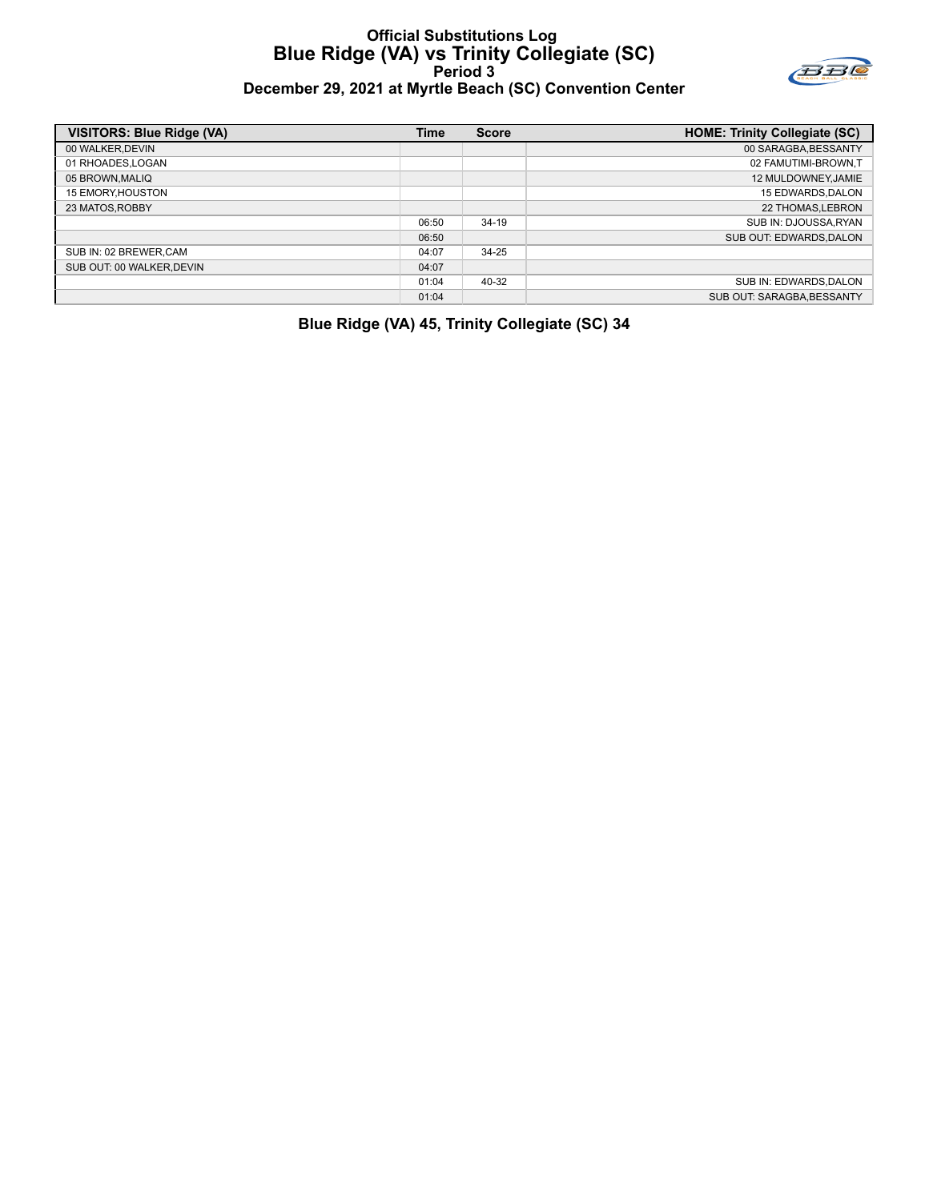# Official Substitutions Log
## Blue Ridge (VA) vs Trinity Collegiate (SC)
### Period 3
### December 29, 2021 at Myrtle Beach (SC) Convention Center

| VISITORS: Blue Ridge (VA) | Time | Score | HOME: Trinity Collegiate (SC) |
|---|---|---|---|
| 00 WALKER,DEVIN | | | 00 SARAGBA,BESSANTY |
| 01 RHOADES,LOGAN | | | 02 FAMUTIMI-BROWN,T |
| 05 BROWN,MALIQ | | | 12 MULDOWNEY,JAMIE |
| 15 EMORY,HOUSTON | | | 15 EDWARDS,DALON |
| 23 MATOS,ROBBY | | | 22 THOMAS,LEBRON |
| | 06:50 | 34-19 | SUB IN: DJOUSSA,RYAN |
| | 06:50 | | SUB OUT: EDWARDS,DALON |
| SUB IN: 02 BREWER,CAM | 04:07 | 34-25 | |
| SUB OUT: 00 WALKER,DEVIN | 04:07 | | |
| | 01:04 | 40-32 | SUB IN: EDWARDS,DALON |
| | 01:04 | | SUB OUT: SARAGBA,BESSANTY |

**Blue Ridge (VA) 45, Trinity Collegiate (SC) 34**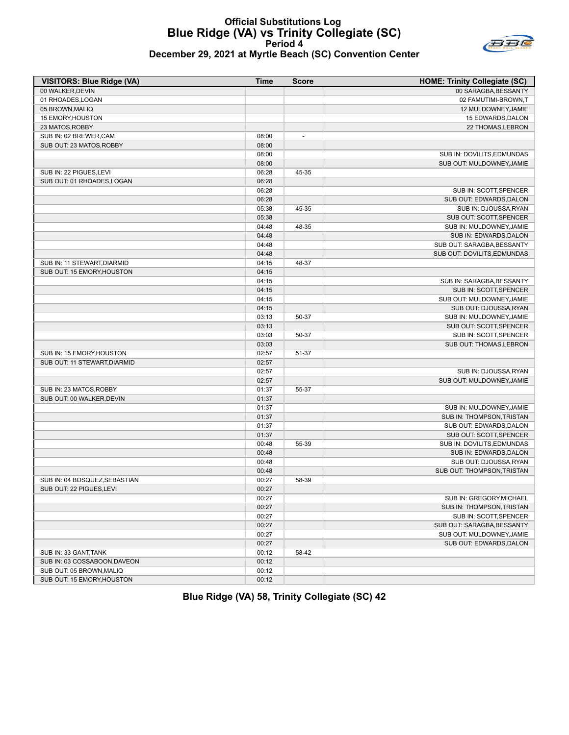# Official Substitutions Log
## Blue Ridge (VA) vs Trinity Collegiate (SC)
### Period 4
### December 29, 2021 at Myrtle Beach (SC) Convention Center

| VISITORS: Blue Ridge (VA) | Time | Score | HOME: Trinity Collegiate (SC) |
|---|---|---|---|
| 00 WALKER,DEVIN | | | 00 SARAGBA,BESSANTY |
| 01 RHOADES,LOGAN | | | 02 FAMUTIMI-BROWN,T |
| 05 BROWN,MALIQ | | | 12 MULDOWNEY,JAMIE |
| 15 EMORY,HOUSTON | | | 15 EDWARDS,DALON |
| 23 MATOS,ROBBY | | | 22 THOMAS,LEBRON |
| SUB IN: 02 BREWER,CAM | 08:00 | - | |
| SUB OUT: 23 MATOS,ROBBY | 08:00 | | |
| | 08:00 | | SUB IN: DOVILITS,EDMUNDAS |
| | 08:00 | | SUB OUT: MULDOWNEY,JAMIE |
| SUB IN: 22 PIGUES,LEVI | 06:28 | 45-35 | |
| SUB OUT: 01 RHOADES,LOGAN | 06:28 | | |
| | 06:28 | | SUB IN: SCOTT,SPENCER |
| | 06:28 | | SUB OUT: EDWARDS,DALON |
| | 05:38 | 45-35 | SUB IN: DJOUSSA,RYAN |
| | 05:38 | | SUB OUT: SCOTT,SPENCER |
| | 04:48 | 48-35 | SUB IN: MULDOWNEY,JAMIE |
| | 04:48 | | SUB IN: EDWARDS,DALON |
| | 04:48 | | SUB OUT: SARAGBA,BESSANTY |
| | 04:48 | | SUB OUT: DOVILITS,EDMUNDAS |
| SUB IN: 11 STEWART,DIARMID | 04:15 | 48-37 | |
| SUB OUT: 15 EMORY,HOUSTON | 04:15 | | |
| | 04:15 | | SUB IN: SARAGBA,BESSANTY |
| | 04:15 | | SUB IN: SCOTT,SPENCER |
| | 04:15 | | SUB OUT: MULDOWNEY,JAMIE |
| | 04:15 | | SUB OUT: DJOUSSA,RYAN |
| | 03:13 | 50-37 | SUB IN: MULDOWNEY,JAMIE |
| | 03:13 | | SUB OUT: SCOTT,SPENCER |
| | 03:03 | 50-37 | SUB IN: SCOTT,SPENCER |
| | 03:03 | | SUB OUT: THOMAS,LEBRON |
| SUB IN: 15 EMORY,HOUSTON | 02:57 | 51-37 | |
| SUB OUT: 11 STEWART,DIARMID | 02:57 | | |
| | 02:57 | | SUB IN: DJOUSSA,RYAN |
| | 02:57 | | SUB OUT: MULDOWNEY,JAMIE |
| SUB IN: 23 MATOS,ROBBY | 01:37 | 55-37 | |
| SUB OUT: 00 WALKER,DEVIN | 01:37 | | |
| | 01:37 | | SUB IN: MULDOWNEY,JAMIE |
| | 01:37 | | SUB IN: THOMPSON,TRISTAN |
| | 01:37 | | SUB OUT: EDWARDS,DALON |
| | 01:37 | | SUB OUT: SCOTT,SPENCER |
| | 00:48 | 55-39 | SUB IN: DOVILITS,EDMUNDAS |
| | 00:48 | | SUB IN: EDWARDS,DALON |
| | 00:48 | | SUB OUT: DJOUSSA,RYAN |
| | 00:48 | | SUB OUT: THOMPSON,TRISTAN |
| SUB IN: 04 BOSQUEZ,SEBASTIAN | 00:27 | 58-39 | |
| SUB OUT: 22 PIGUES,LEVI | 00:27 | | |
| | 00:27 | | SUB IN: GREGORY,MICHAEL |
| | 00:27 | | SUB IN: THOMPSON,TRISTAN |
| | 00:27 | | SUB IN: SCOTT,SPENCER |
| | 00:27 | | SUB OUT: SARAGBA,BESSANTY |
| | 00:27 | | SUB OUT: MULDOWNEY,JAMIE |
| | 00:27 | | SUB OUT: EDWARDS,DALON |
| SUB IN: 33 GANT,TANK | 00:12 | 58-42 | |
| SUB IN: 03 COSSABOON,DAVEON | 00:12 | | |
| SUB OUT: 05 BROWN,MALIQ | 00:12 | | |
| SUB OUT: 15 EMORY,HOUSTON | 00:12 | | |

**Blue Ridge (VA) 58, Trinity Collegiate (SC) 42**